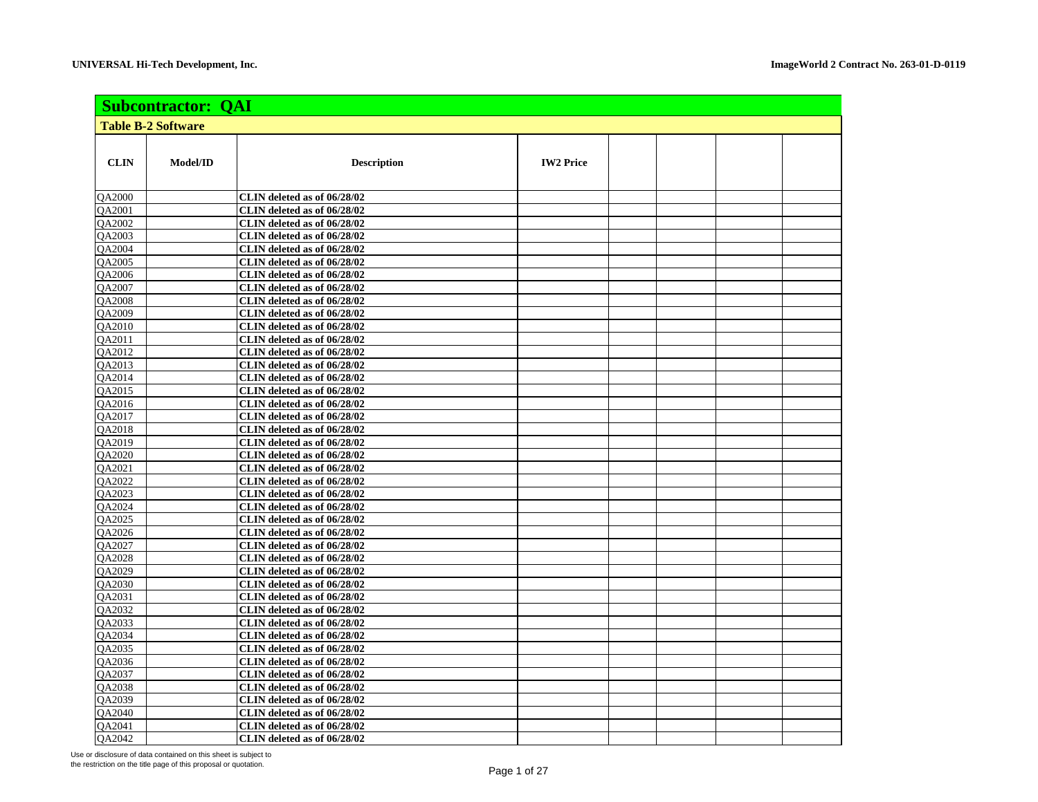**UNIVERSAL Hi-Tech Development, Inc.** **ImageWorld 2 Contract No. 263-01-D-0119**

## Subcontractor: QAI

### Table B-2 Software

| CLIN | Model/ID | Description | IW2 Price | | | | |
|---|---|---|---|---|---|---|---|
| QA2000 | | CLIN deleted as of 06/28/02 | | | | | |
| QA2001 | | CLIN deleted as of 06/28/02 | | | | | |
| QA2002 | | CLIN deleted as of 06/28/02 | | | | | |
| QA2003 | | CLIN deleted as of 06/28/02 | | | | | |
| QA2004 | | CLIN deleted as of 06/28/02 | | | | | |
| QA2005 | | CLIN deleted as of 06/28/02 | | | | | |
| QA2006 | | CLIN deleted as of 06/28/02 | | | | | |
| QA2007 | | CLIN deleted as of 06/28/02 | | | | | |
| QA2008 | | CLIN deleted as of 06/28/02 | | | | | |
| QA2009 | | CLIN deleted as of 06/28/02 | | | | | |
| QA2010 | | CLIN deleted as of 06/28/02 | | | | | |
| QA2011 | | CLIN deleted as of 06/28/02 | | | | | |
| QA2012 | | CLIN deleted as of 06/28/02 | | | | | |
| QA2013 | | CLIN deleted as of 06/28/02 | | | | | |
| QA2014 | | CLIN deleted as of 06/28/02 | | | | | |
| QA2015 | | CLIN deleted as of 06/28/02 | | | | | |
| QA2016 | | CLIN deleted as of 06/28/02 | | | | | |
| QA2017 | | CLIN deleted as of 06/28/02 | | | | | |
| QA2018 | | CLIN deleted as of 06/28/02 | | | | | |
| QA2019 | | CLIN deleted as of 06/28/02 | | | | | |
| QA2020 | | CLIN deleted as of 06/28/02 | | | | | |
| QA2021 | | CLIN deleted as of 06/28/02 | | | | | |
| QA2022 | | CLIN deleted as of 06/28/02 | | | | | |
| QA2023 | | CLIN deleted as of 06/28/02 | | | | | |
| QA2024 | | CLIN deleted as of 06/28/02 | | | | | |
| QA2025 | | CLIN deleted as of 06/28/02 | | | | | |
| QA2026 | | CLIN deleted as of 06/28/02 | | | | | |
| QA2027 | | CLIN deleted as of 06/28/02 | | | | | |
| QA2028 | | CLIN deleted as of 06/28/02 | | | | | |
| QA2029 | | CLIN deleted as of 06/28/02 | | | | | |
| QA2030 | | CLIN deleted as of 06/28/02 | | | | | |
| QA2031 | | CLIN deleted as of 06/28/02 | | | | | |
| QA2032 | | CLIN deleted as of 06/28/02 | | | | | |
| QA2033 | | CLIN deleted as of 06/28/02 | | | | | |
| QA2034 | | CLIN deleted as of 06/28/02 | | | | | |
| QA2035 | | CLIN deleted as of 06/28/02 | | | | | |
| QA2036 | | CLIN deleted as of 06/28/02 | | | | | |
| QA2037 | | CLIN deleted as of 06/28/02 | | | | | |
| QA2038 | | CLIN deleted as of 06/28/02 | | | | | |
| QA2039 | | CLIN deleted as of 06/28/02 | | | | | |
| QA2040 | | CLIN deleted as of 06/28/02 | | | | | |
| QA2041 | | CLIN deleted as of 06/28/02 | | | | | |
| QA2042 | | CLIN deleted as of 06/28/02 | | | | | |

Use or disclosure of data contained on this sheet is subject to the restriction on the title page of this proposal or quotation.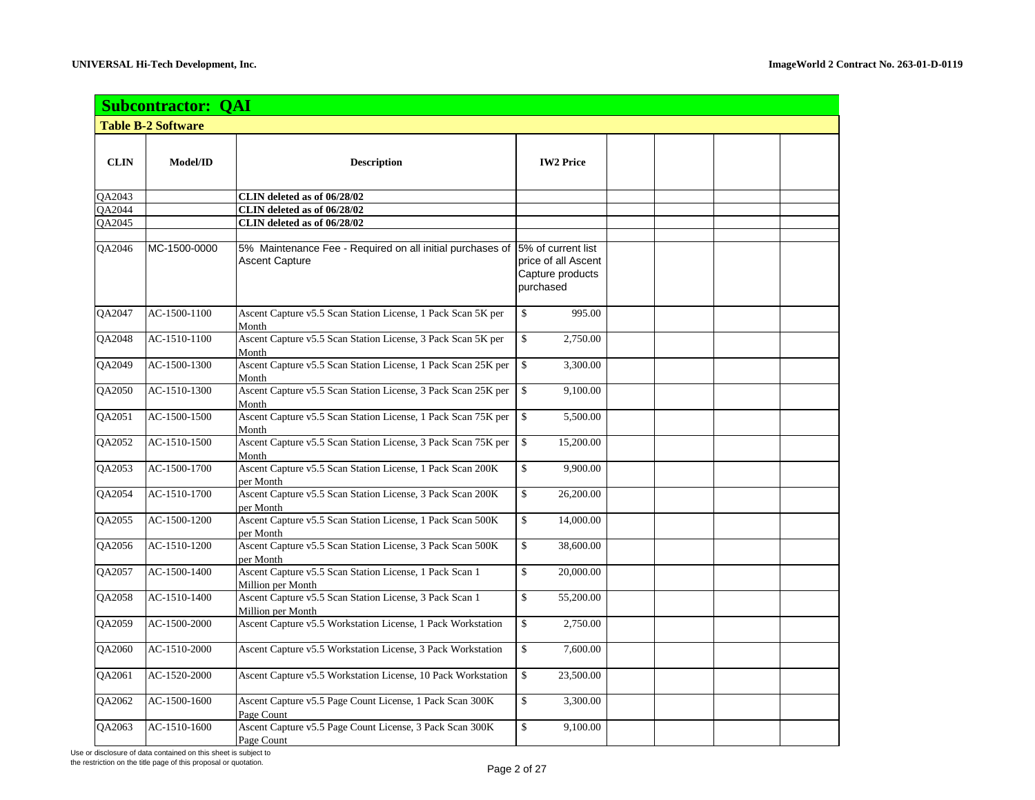## Subcontractor: QAI

### Table B-2 Software

| CLIN | Model/ID | Description | IW2 Price | | | | |
|---|---|---|---|---|---|---|---|
| QA2043 | | **CLIN deleted as of 06/28/02** | | | | | |
| QA2044 | | **CLIN deleted as of 06/28/02** | | | | | |
| QA2045 | | **CLIN deleted as of 06/28/02** | | | | | |
| | | | | | | | |
| QA2046 | MC-1500-0000 | 5% Maintenance Fee - Required on all initial purchases of Ascent Capture | 5% of current list price of all Ascent Capture products purchased | | | | |
| QA2047 | AC-1500-1100 | Ascent Capture v5.5 Scan Station License, 1 Pack Scan 5K per Month | $ 995.00 | | | | |
| QA2048 | AC-1510-1100 | Ascent Capture v5.5 Scan Station License, 3 Pack Scan 5K per Month | $ 2,750.00 | | | | |
| QA2049 | AC-1500-1300 | Ascent Capture v5.5 Scan Station License, 1 Pack Scan 25K per Month | $ 3,300.00 | | | | |
| QA2050 | AC-1510-1300 | Ascent Capture v5.5 Scan Station License, 3 Pack Scan 25K per Month | $ 9,100.00 | | | | |
| QA2051 | AC-1500-1500 | Ascent Capture v5.5 Scan Station License, 1 Pack Scan 75K per Month | $ 5,500.00 | | | | |
| QA2052 | AC-1510-1500 | Ascent Capture v5.5 Scan Station License, 3 Pack Scan 75K per Month | $ 15,200.00 | | | | |
| QA2053 | AC-1500-1700 | Ascent Capture v5.5 Scan Station License, 1 Pack Scan 200K per Month | $ 9,900.00 | | | | |
| QA2054 | AC-1510-1700 | Ascent Capture v5.5 Scan Station License, 3 Pack Scan 200K per Month | $ 26,200.00 | | | | |
| QA2055 | AC-1500-1200 | Ascent Capture v5.5 Scan Station License, 1 Pack Scan 500K per Month | $ 14,000.00 | | | | |
| QA2056 | AC-1510-1200 | Ascent Capture v5.5 Scan Station License, 3 Pack Scan 500K per Month | $ 38,600.00 | | | | |
| QA2057 | AC-1500-1400 | Ascent Capture v5.5 Scan Station License, 1 Pack Scan 1 Million per Month | $ 20,000.00 | | | | |
| QA2058 | AC-1510-1400 | Ascent Capture v5.5 Scan Station License, 3 Pack Scan 1 Million per Month | $ 55,200.00 | | | | |
| QA2059 | AC-1500-2000 | Ascent Capture v5.5 Workstation License, 1 Pack Workstation | $ 2,750.00 | | | | |
| QA2060 | AC-1510-2000 | Ascent Capture v5.5 Workstation License, 3 Pack Workstation | $ 7,600.00 | | | | |
| QA2061 | AC-1520-2000 | Ascent Capture v5.5 Workstation License, 10 Pack Workstation | $ 23,500.00 | | | | |
| QA2062 | AC-1500-1600 | Ascent Capture v5.5 Page Count License, 1 Pack Scan 300K Page Count | $ 3,300.00 | | | | |
| QA2063 | AC-1510-1600 | Ascent Capture v5.5 Page Count License, 3 Pack Scan 300K Page Count | $ 9,100.00 | | | | |

Use or disclosure of data contained on this sheet is subject to the restriction on the title page of this proposal or quotation.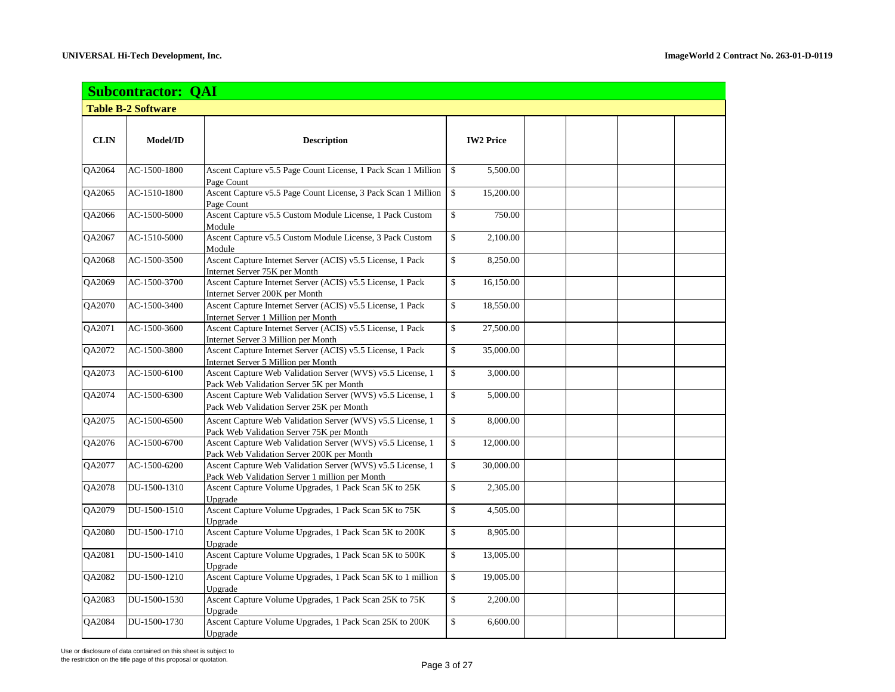## Subcontractor: QAI

### Table B-2 Software

| CLIN | Model/ID | Description | IW2 Price | | | | |
|---|---|---|---|---|---|---|---|
| QA2064 | AC-1500-1800 | Ascent Capture v5.5 Page Count License, 1 Pack Scan 1 Million Page Count | $ 5,500.00 | | | | |
| QA2065 | AC-1510-1800 | Ascent Capture v5.5 Page Count License, 3 Pack Scan 1 Million Page Count | $ 15,200.00 | | | | |
| QA2066 | AC-1500-5000 | Ascent Capture v5.5 Custom Module License, 1 Pack Custom Module | $ 750.00 | | | | |
| QA2067 | AC-1510-5000 | Ascent Capture v5.5 Custom Module License, 3 Pack Custom Module | $ 2,100.00 | | | | |
| QA2068 | AC-1500-3500 | Ascent Capture Internet Server (ACIS) v5.5 License, 1 Pack Internet Server 75K per Month | $ 8,250.00 | | | | |
| QA2069 | AC-1500-3700 | Ascent Capture Internet Server (ACIS) v5.5 License, 1 Pack Internet Server 200K per Month | $ 16,150.00 | | | | |
| QA2070 | AC-1500-3400 | Ascent Capture Internet Server (ACIS) v5.5 License, 1 Pack Internet Server 1 Million per Month | $ 18,550.00 | | | | |
| QA2071 | AC-1500-3600 | Ascent Capture Internet Server (ACIS) v5.5 License, 1 Pack Internet Server 3 Million per Month | $ 27,500.00 | | | | |
| QA2072 | AC-1500-3800 | Ascent Capture Internet Server (ACIS) v5.5 License, 1 Pack Internet Server 5 Million per Month | $ 35,000.00 | | | | |
| QA2073 | AC-1500-6100 | Ascent Capture Web Validation Server (WVS) v5.5 License, 1 Pack Web Validation Server 5K per Month | $ 3,000.00 | | | | |
| QA2074 | AC-1500-6300 | Ascent Capture Web Validation Server (WVS) v5.5 License, 1 Pack Web Validation Server 25K per Month | $ 5,000.00 | | | | |
| QA2075 | AC-1500-6500 | Ascent Capture Web Validation Server (WVS) v5.5 License, 1 Pack Web Validation Server 75K per Month | $ 8,000.00 | | | | |
| QA2076 | AC-1500-6700 | Ascent Capture Web Validation Server (WVS) v5.5 License, 1 Pack Web Validation Server 200K per Month | $ 12,000.00 | | | | |
| QA2077 | AC-1500-6200 | Ascent Capture Web Validation Server (WVS) v5.5 License, 1 Pack Web Validation Server 1 million per Month | $ 30,000.00 | | | | |
| QA2078 | DU-1500-1310 | Ascent Capture Volume Upgrades, 1 Pack Scan 5K to 25K Upgrade | $ 2,305.00 | | | | |
| QA2079 | DU-1500-1510 | Ascent Capture Volume Upgrades, 1 Pack Scan 5K to 75K Upgrade | $ 4,505.00 | | | | |
| QA2080 | DU-1500-1710 | Ascent Capture Volume Upgrades, 1 Pack Scan 5K to 200K Upgrade | $ 8,905.00 | | | | |
| QA2081 | DU-1500-1410 | Ascent Capture Volume Upgrades, 1 Pack Scan 5K to 500K Upgrade | $ 13,005.00 | | | | |
| QA2082 | DU-1500-1210 | Ascent Capture Volume Upgrades, 1 Pack Scan 5K to 1 million Upgrade | $ 19,005.00 | | | | |
| QA2083 | DU-1500-1530 | Ascent Capture Volume Upgrades, 1 Pack Scan 25K to 75K Upgrade | $ 2,200.00 | | | | |
| QA2084 | DU-1500-1730 | Ascent Capture Volume Upgrades, 1 Pack Scan 25K to 200K Upgrade | $ 6,600.00 | | | | |

Use or disclosure of data contained on this sheet is subject to the restriction on the title page of this proposal or quotation.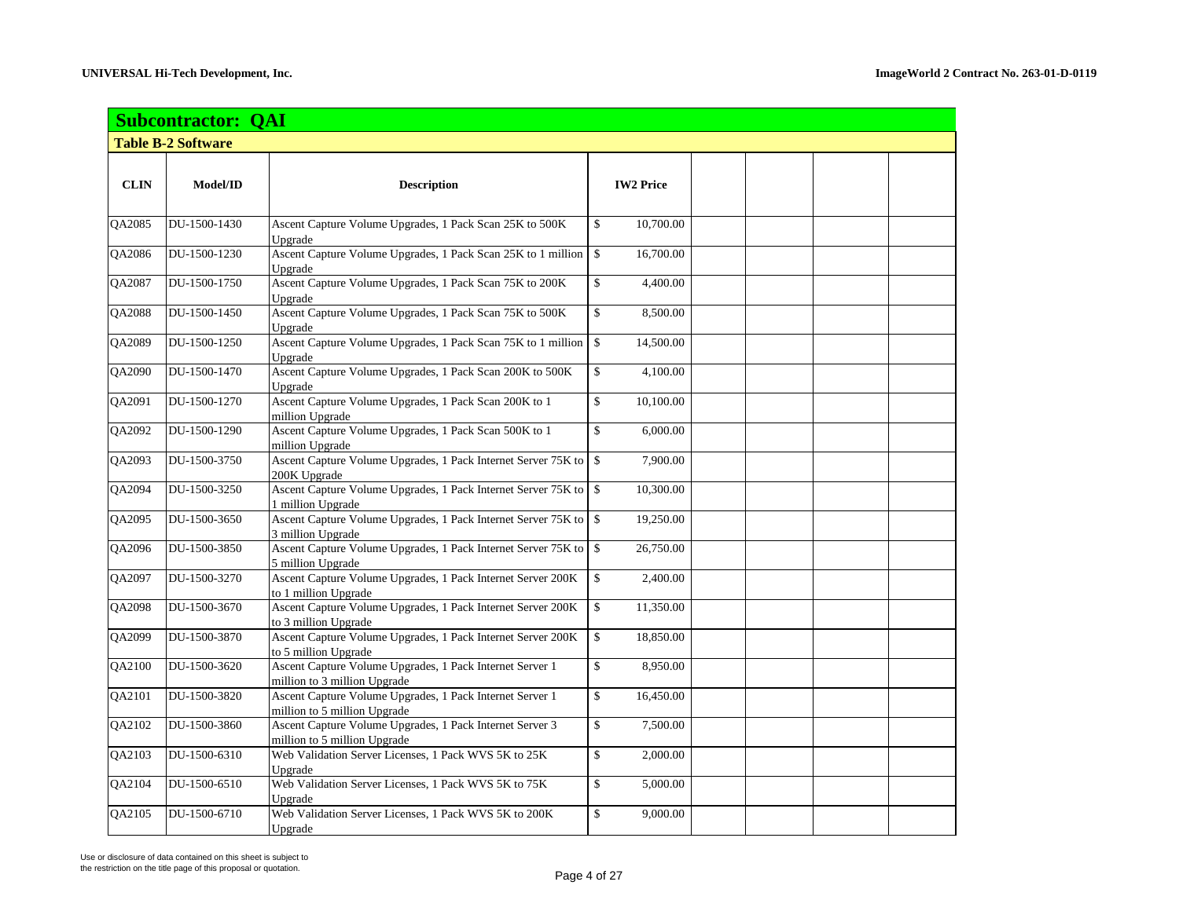## Subcontractor: QAI

### Table B-2 Software

| CLIN | Model/ID | Description | IW2 Price | | | | |
|---|---|---|---|---|---|---|---|
| QA2085 | DU-1500-1430 | Ascent Capture Volume Upgrades, 1 Pack Scan 25K to 500K Upgrade | $ 10,700.00 | | | | |
| QA2086 | DU-1500-1230 | Ascent Capture Volume Upgrades, 1 Pack Scan 25K to 1 million Upgrade | $ 16,700.00 | | | | |
| QA2087 | DU-1500-1750 | Ascent Capture Volume Upgrades, 1 Pack Scan 75K to 200K Upgrade | $ 4,400.00 | | | | |
| QA2088 | DU-1500-1450 | Ascent Capture Volume Upgrades, 1 Pack Scan 75K to 500K Upgrade | $ 8,500.00 | | | | |
| QA2089 | DU-1500-1250 | Ascent Capture Volume Upgrades, 1 Pack Scan 75K to 1 million Upgrade | $ 14,500.00 | | | | |
| QA2090 | DU-1500-1470 | Ascent Capture Volume Upgrades, 1 Pack Scan 200K to 500K Upgrade | $ 4,100.00 | | | | |
| QA2091 | DU-1500-1270 | Ascent Capture Volume Upgrades, 1 Pack Scan 200K to 1 million Upgrade | $ 10,100.00 | | | | |
| QA2092 | DU-1500-1290 | Ascent Capture Volume Upgrades, 1 Pack Scan 500K to 1 million Upgrade | $ 6,000.00 | | | | |
| QA2093 | DU-1500-3750 | Ascent Capture Volume Upgrades, 1 Pack Internet Server 75K to 200K Upgrade | $ 7,900.00 | | | | |
| QA2094 | DU-1500-3250 | Ascent Capture Volume Upgrades, 1 Pack Internet Server 75K to 1 million Upgrade | $ 10,300.00 | | | | |
| QA2095 | DU-1500-3650 | Ascent Capture Volume Upgrades, 1 Pack Internet Server 75K to 3 million Upgrade | $ 19,250.00 | | | | |
| QA2096 | DU-1500-3850 | Ascent Capture Volume Upgrades, 1 Pack Internet Server 75K to 5 million Upgrade | $ 26,750.00 | | | | |
| QA2097 | DU-1500-3270 | Ascent Capture Volume Upgrades, 1 Pack Internet Server 200K to 1 million Upgrade | $ 2,400.00 | | | | |
| QA2098 | DU-1500-3670 | Ascent Capture Volume Upgrades, 1 Pack Internet Server 200K to 3 million Upgrade | $ 11,350.00 | | | | |
| QA2099 | DU-1500-3870 | Ascent Capture Volume Upgrades, 1 Pack Internet Server 200K to 5 million Upgrade | $ 18,850.00 | | | | |
| QA2100 | DU-1500-3620 | Ascent Capture Volume Upgrades, 1 Pack Internet Server 1 million to 3 million Upgrade | $ 8,950.00 | | | | |
| QA2101 | DU-1500-3820 | Ascent Capture Volume Upgrades, 1 Pack Internet Server 1 million to 5 million Upgrade | $ 16,450.00 | | | | |
| QA2102 | DU-1500-3860 | Ascent Capture Volume Upgrades, 1 Pack Internet Server 3 million to 5 million Upgrade | $ 7,500.00 | | | | |
| QA2103 | DU-1500-6310 | Web Validation Server Licenses, 1 Pack WVS 5K to 25K Upgrade | $ 2,000.00 | | | | |
| QA2104 | DU-1500-6510 | Web Validation Server Licenses, 1 Pack WVS 5K to 75K Upgrade | $ 5,000.00 | | | | |
| QA2105 | DU-1500-6710 | Web Validation Server Licenses, 1 Pack WVS 5K to 200K Upgrade | $ 9,000.00 | | | | |

Use or disclosure of data contained on this sheet is subject to the restriction on the title page of this proposal or quotation.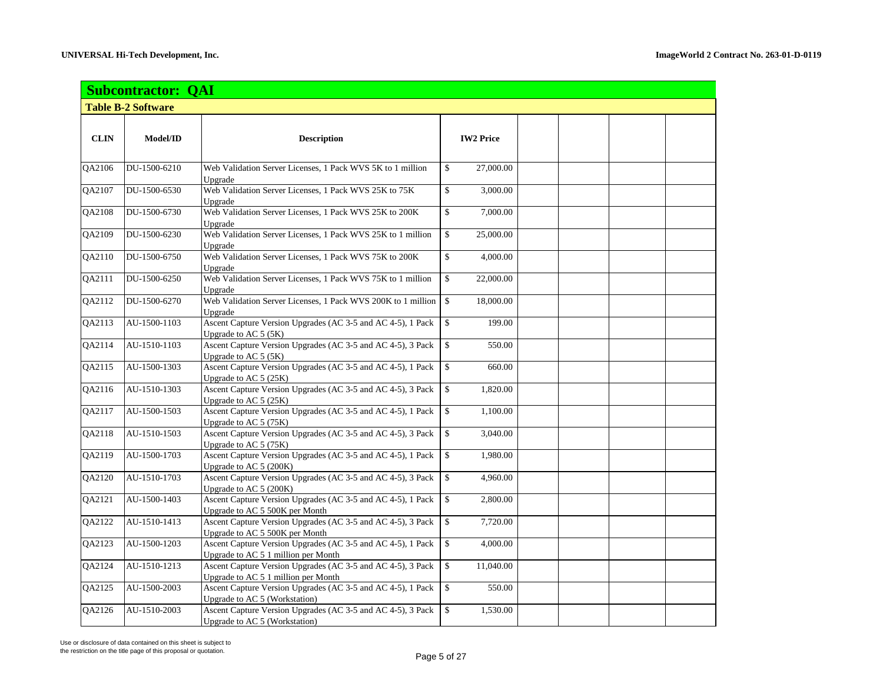## Subcontractor: QAI

### Table B-2 Software

| CLIN | Model/ID | Description | IW2 Price | | | | |
|---|---|---|---|---|---|---|---|
| QA2106 | DU-1500-6210 | Web Validation Server Licenses, 1 Pack WVS 5K to 1 million Upgrade | $ 27,000.00 | | | | |
| QA2107 | DU-1500-6530 | Web Validation Server Licenses, 1 Pack WVS 25K to 75K Upgrade | $ 3,000.00 | | | | |
| QA2108 | DU-1500-6730 | Web Validation Server Licenses, 1 Pack WVS 25K to 200K Upgrade | $ 7,000.00 | | | | |
| QA2109 | DU-1500-6230 | Web Validation Server Licenses, 1 Pack WVS 25K to 1 million Upgrade | $ 25,000.00 | | | | |
| QA2110 | DU-1500-6750 | Web Validation Server Licenses, 1 Pack WVS 75K to 200K Upgrade | $ 4,000.00 | | | | |
| QA2111 | DU-1500-6250 | Web Validation Server Licenses, 1 Pack WVS 75K to 1 million Upgrade | $ 22,000.00 | | | | |
| QA2112 | DU-1500-6270 | Web Validation Server Licenses, 1 Pack WVS 200K to 1 million Upgrade | $ 18,000.00 | | | | |
| QA2113 | AU-1500-1103 | Ascent Capture Version Upgrades (AC 3-5 and AC 4-5), 1 Pack Upgrade to AC 5 (5K) | $ 199.00 | | | | |
| QA2114 | AU-1510-1103 | Ascent Capture Version Upgrades (AC 3-5 and AC 4-5), 3 Pack Upgrade to AC 5 (5K) | $ 550.00 | | | | |
| QA2115 | AU-1500-1303 | Ascent Capture Version Upgrades (AC 3-5 and AC 4-5), 1 Pack Upgrade to AC 5 (25K) | $ 660.00 | | | | |
| QA2116 | AU-1510-1303 | Ascent Capture Version Upgrades (AC 3-5 and AC 4-5), 3 Pack Upgrade to AC 5 (25K) | $ 1,820.00 | | | | |
| QA2117 | AU-1500-1503 | Ascent Capture Version Upgrades (AC 3-5 and AC 4-5), 1 Pack Upgrade to AC 5 (75K) | $ 1,100.00 | | | | |
| QA2118 | AU-1510-1503 | Ascent Capture Version Upgrades (AC 3-5 and AC 4-5), 3 Pack Upgrade to AC 5 (75K) | $ 3,040.00 | | | | |
| QA2119 | AU-1500-1703 | Ascent Capture Version Upgrades (AC 3-5 and AC 4-5), 1 Pack Upgrade to AC 5 (200K) | $ 1,980.00 | | | | |
| QA2120 | AU-1510-1703 | Ascent Capture Version Upgrades (AC 3-5 and AC 4-5), 3 Pack Upgrade to AC 5 (200K) | $ 4,960.00 | | | | |
| QA2121 | AU-1500-1403 | Ascent Capture Version Upgrades (AC 3-5 and AC 4-5), 1 Pack Upgrade to AC 5 500K per Month | $ 2,800.00 | | | | |
| QA2122 | AU-1510-1413 | Ascent Capture Version Upgrades (AC 3-5 and AC 4-5), 3 Pack Upgrade to AC 5 500K per Month | $ 7,720.00 | | | | |
| QA2123 | AU-1500-1203 | Ascent Capture Version Upgrades (AC 3-5 and AC 4-5), 1 Pack Upgrade to AC 5 1 million per Month | $ 4,000.00 | | | | |
| QA2124 | AU-1510-1213 | Ascent Capture Version Upgrades (AC 3-5 and AC 4-5), 3 Pack Upgrade to AC 5 1 million per Month | $ 11,040.00 | | | | |
| QA2125 | AU-1500-2003 | Ascent Capture Version Upgrades (AC 3-5 and AC 4-5), 1 Pack Upgrade to AC 5 (Workstation) | $ 550.00 | | | | |
| QA2126 | AU-1510-2003 | Ascent Capture Version Upgrades (AC 3-5 and AC 4-5), 3 Pack Upgrade to AC 5 (Workstation) | $ 1,530.00 | | | | |

Use or disclosure of data contained on this sheet is subject to the restriction on the title page of this proposal or quotation.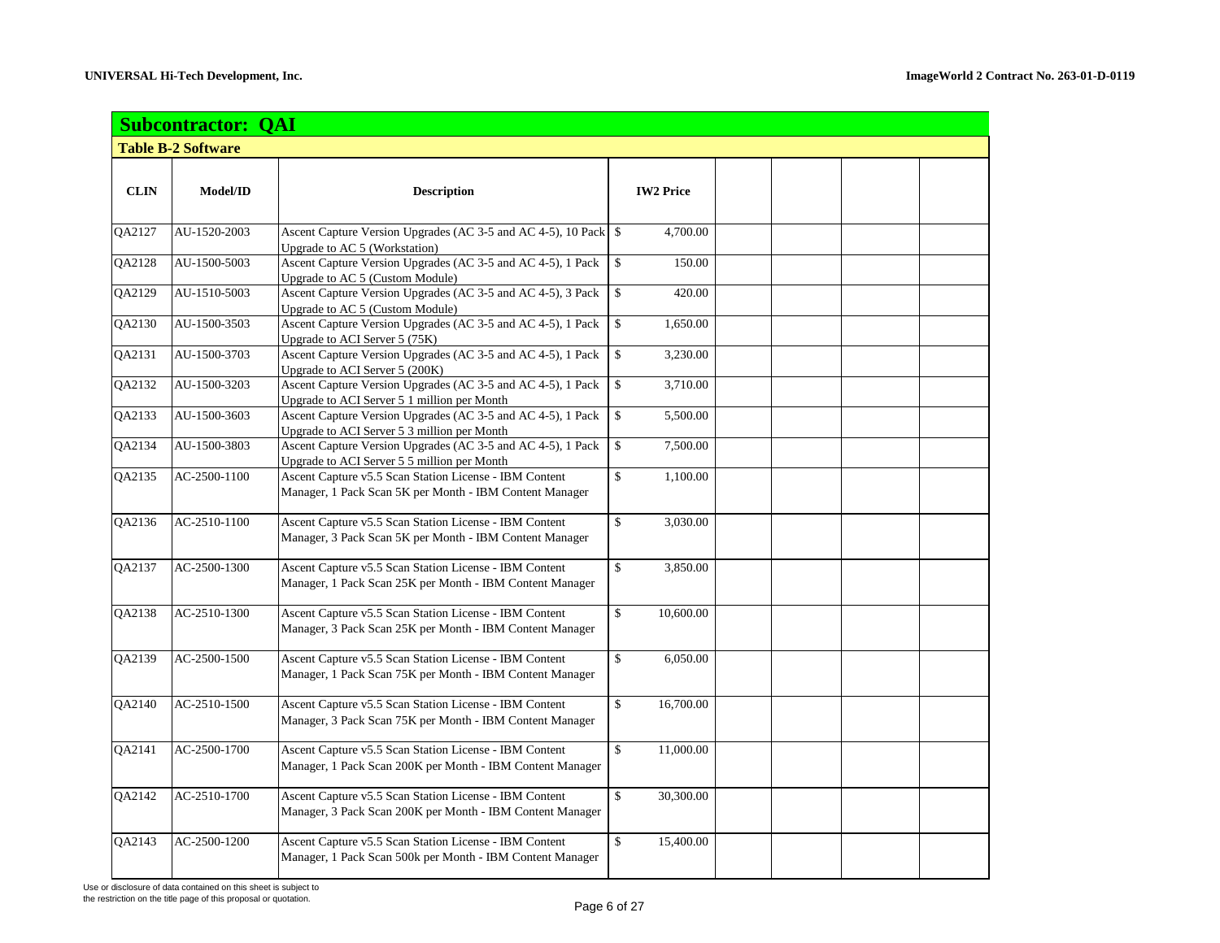## Subcontractor: QAI

### Table B-2 Software

| CLIN | Model/ID | Description | IW2 Price | | | | |
|---|---|---|---|---|---|---|---|
| QA2127 | AU-1520-2003 | Ascent Capture Version Upgrades (AC 3-5 and AC 4-5), 10 Pack Upgrade to AC 5 (Workstation) | $ 4,700.00 | | | | |
| QA2128 | AU-1500-5003 | Ascent Capture Version Upgrades (AC 3-5 and AC 4-5), 1 Pack Upgrade to AC 5 (Custom Module) | $ 150.00 | | | | |
| QA2129 | AU-1510-5003 | Ascent Capture Version Upgrades (AC 3-5 and AC 4-5), 3 Pack Upgrade to AC 5 (Custom Module) | $ 420.00 | | | | |
| QA2130 | AU-1500-3503 | Ascent Capture Version Upgrades (AC 3-5 and AC 4-5), 1 Pack Upgrade to ACI Server 5 (75K) | $ 1,650.00 | | | | |
| QA2131 | AU-1500-3703 | Ascent Capture Version Upgrades (AC 3-5 and AC 4-5), 1 Pack Upgrade to ACI Server 5 (200K) | $ 3,230.00 | | | | |
| QA2132 | AU-1500-3203 | Ascent Capture Version Upgrades (AC 3-5 and AC 4-5), 1 Pack Upgrade to ACI Server 5 1 million per Month | $ 3,710.00 | | | | |
| QA2133 | AU-1500-3603 | Ascent Capture Version Upgrades (AC 3-5 and AC 4-5), 1 Pack Upgrade to ACI Server 5 3 million per Month | $ 5,500.00 | | | | |
| QA2134 | AU-1500-3803 | Ascent Capture Version Upgrades (AC 3-5 and AC 4-5), 1 Pack Upgrade to ACI Server 5 5 million per Month | $ 7,500.00 | | | | |
| QA2135 | AC-2500-1100 | Ascent Capture v5.5 Scan Station License - IBM Content Manager, 1 Pack Scan 5K per Month - IBM Content Manager | $ 1,100.00 | | | | |
| QA2136 | AC-2510-1100 | Ascent Capture v5.5 Scan Station License - IBM Content Manager, 3 Pack Scan 5K per Month - IBM Content Manager | $ 3,030.00 | | | | |
| QA2137 | AC-2500-1300 | Ascent Capture v5.5 Scan Station License - IBM Content Manager, 1 Pack Scan 25K per Month - IBM Content Manager | $ 3,850.00 | | | | |
| QA2138 | AC-2510-1300 | Ascent Capture v5.5 Scan Station License - IBM Content Manager, 3 Pack Scan 25K per Month - IBM Content Manager | $ 10,600.00 | | | | |
| QA2139 | AC-2500-1500 | Ascent Capture v5.5 Scan Station License - IBM Content Manager, 1 Pack Scan 75K per Month - IBM Content Manager | $ 6,050.00 | | | | |
| QA2140 | AC-2510-1500 | Ascent Capture v5.5 Scan Station License - IBM Content Manager, 3 Pack Scan 75K per Month - IBM Content Manager | $ 16,700.00 | | | | |
| QA2141 | AC-2500-1700 | Ascent Capture v5.5 Scan Station License - IBM Content Manager, 1 Pack Scan 200K per Month - IBM Content Manager | $ 11,000.00 | | | | |
| QA2142 | AC-2510-1700 | Ascent Capture v5.5 Scan Station License - IBM Content Manager, 3 Pack Scan 200K per Month - IBM Content Manager | $ 30,300.00 | | | | |
| QA2143 | AC-2500-1200 | Ascent Capture v5.5 Scan Station License - IBM Content Manager, 1 Pack Scan 500k per Month - IBM Content Manager | $ 15,400.00 | | | | |

Use or disclosure of data contained on this sheet is subject to the restriction on the title page of this proposal or quotation.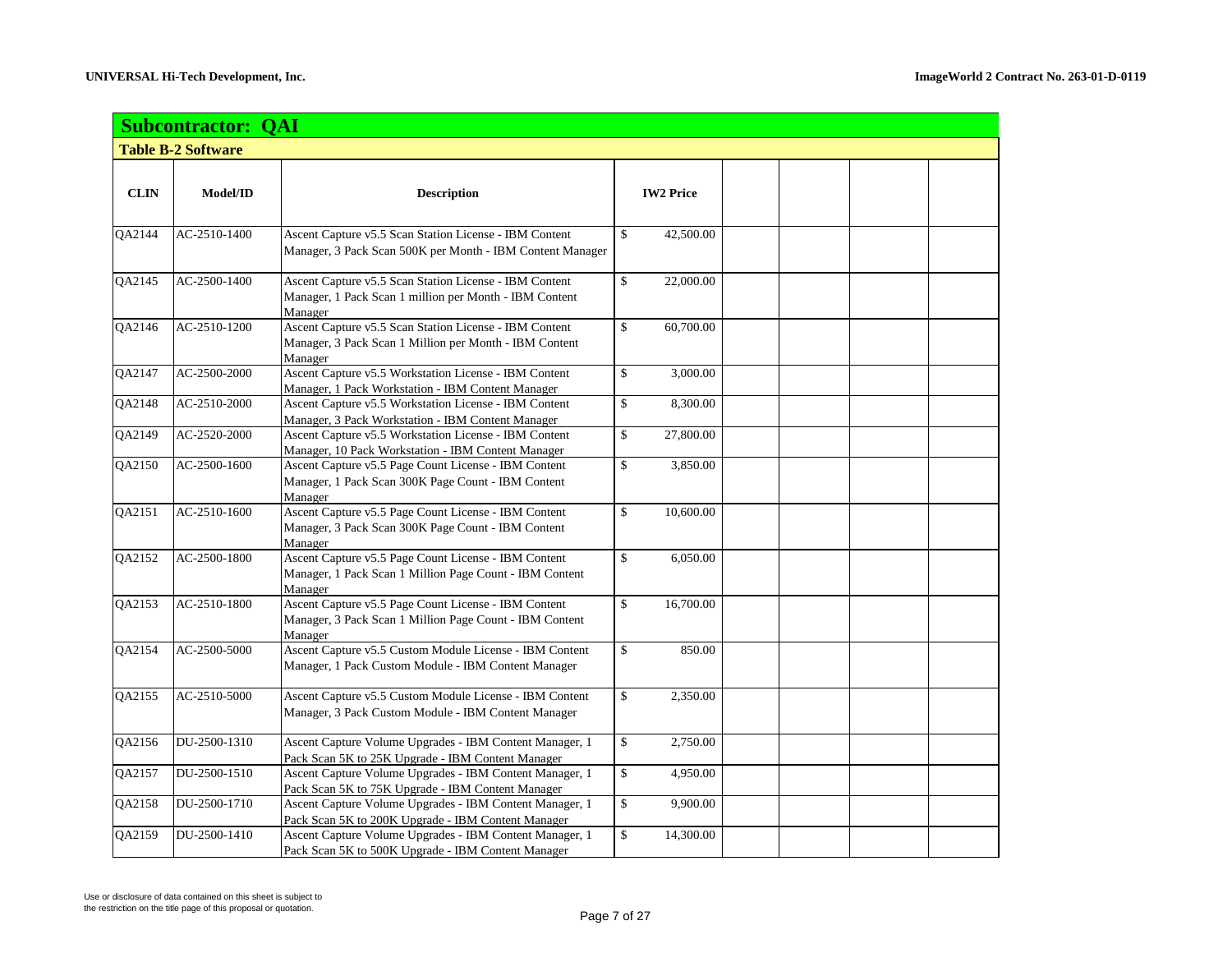## Subcontractor: QAI

### Table B-2 Software

| CLIN | Model/ID | Description | IW2 Price | | | | |
|---|---|---|---|---|---|---|---|
| QA2144 | AC-2510-1400 | Ascent Capture v5.5 Scan Station License - IBM Content Manager, 3 Pack Scan 500K per Month - IBM Content Manager | $ 42,500.00 | | | | |
| QA2145 | AC-2500-1400 | Ascent Capture v5.5 Scan Station License - IBM Content Manager, 1 Pack Scan 1 million per Month - IBM Content Manager | $ 22,000.00 | | | | |
| QA2146 | AC-2510-1200 | Ascent Capture v5.5 Scan Station License - IBM Content Manager, 3 Pack Scan 1 Million per Month - IBM Content Manager | $ 60,700.00 | | | | |
| QA2147 | AC-2500-2000 | Ascent Capture v5.5 Workstation License - IBM Content Manager, 1 Pack Workstation - IBM Content Manager | $ 3,000.00 | | | | |
| QA2148 | AC-2510-2000 | Ascent Capture v5.5 Workstation License - IBM Content Manager, 3 Pack Workstation - IBM Content Manager | $ 8,300.00 | | | | |
| QA2149 | AC-2520-2000 | Ascent Capture v5.5 Workstation License - IBM Content Manager, 10 Pack Workstation - IBM Content Manager | $ 27,800.00 | | | | |
| QA2150 | AC-2500-1600 | Ascent Capture v5.5 Page Count License - IBM Content Manager, 1 Pack Scan 300K Page Count - IBM Content Manager | $ 3,850.00 | | | | |
| QA2151 | AC-2510-1600 | Ascent Capture v5.5 Page Count License - IBM Content Manager, 3 Pack Scan 300K Page Count - IBM Content Manager | $ 10,600.00 | | | | |
| QA2152 | AC-2500-1800 | Ascent Capture v5.5 Page Count License - IBM Content Manager, 1 Pack Scan 1 Million Page Count - IBM Content Manager | $ 6,050.00 | | | | |
| QA2153 | AC-2510-1800 | Ascent Capture v5.5 Page Count License - IBM Content Manager, 3 Pack Scan 1 Million Page Count - IBM Content Manager | $ 16,700.00 | | | | |
| QA2154 | AC-2500-5000 | Ascent Capture v5.5 Custom Module License - IBM Content Manager, 1 Pack Custom Module - IBM Content Manager | $ 850.00 | | | | |
| QA2155 | AC-2510-5000 | Ascent Capture v5.5 Custom Module License - IBM Content Manager, 3 Pack Custom Module - IBM Content Manager | $ 2,350.00 | | | | |
| QA2156 | DU-2500-1310 | Ascent Capture Volume Upgrades - IBM Content Manager, 1 Pack Scan 5K to 25K Upgrade - IBM Content Manager | $ 2,750.00 | | | | |
| QA2157 | DU-2500-1510 | Ascent Capture Volume Upgrades - IBM Content Manager, 1 Pack Scan 5K to 75K Upgrade - IBM Content Manager | $ 4,950.00 | | | | |
| QA2158 | DU-2500-1710 | Ascent Capture Volume Upgrades - IBM Content Manager, 1 Pack Scan 5K to 200K Upgrade - IBM Content Manager | $ 9,900.00 | | | | |
| QA2159 | DU-2500-1410 | Ascent Capture Volume Upgrades - IBM Content Manager, 1 Pack Scan 5K to 500K Upgrade - IBM Content Manager | $ 14,300.00 | | | | |

Use or disclosure of data contained on this sheet is subject to the restriction on the title page of this proposal or quotation.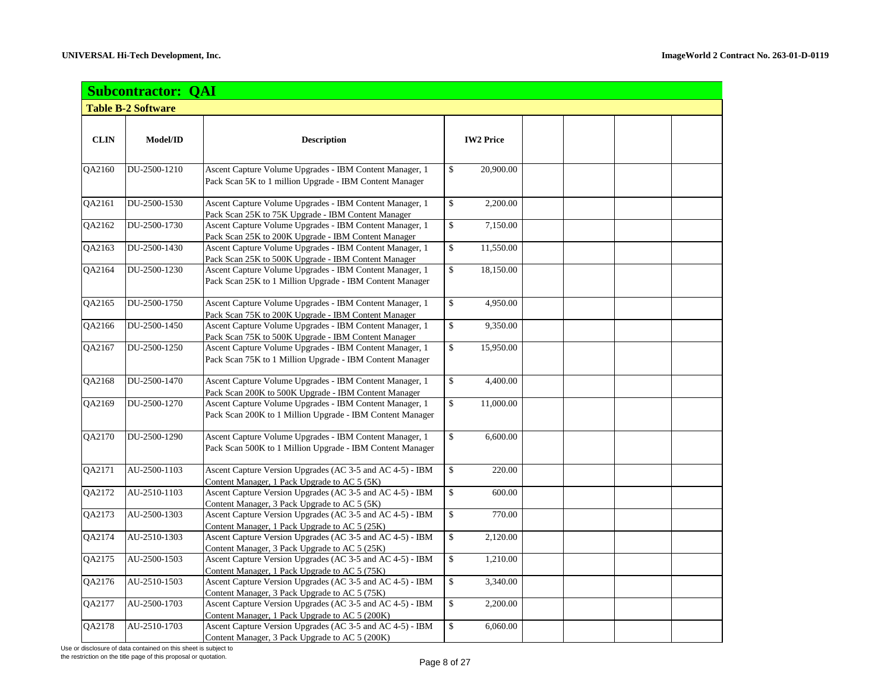## Subcontractor: QAI

### Table B-2 Software

| CLIN | Model/ID | Description | IW2 Price | | | | |
|---|---|---|---|---|---|---|---|
| QA2160 | DU-2500-1210 | Ascent Capture Volume Upgrades - IBM Content Manager, 1 Pack Scan 5K to 1 million Upgrade - IBM Content Manager | $ 20,900.00 | | | | |
| QA2161 | DU-2500-1530 | Ascent Capture Volume Upgrades - IBM Content Manager, 1 Pack Scan 25K to 75K Upgrade - IBM Content Manager | $ 2,200.00 | | | | |
| QA2162 | DU-2500-1730 | Ascent Capture Volume Upgrades - IBM Content Manager, 1 Pack Scan 25K to 200K Upgrade - IBM Content Manager | $ 7,150.00 | | | | |
| QA2163 | DU-2500-1430 | Ascent Capture Volume Upgrades - IBM Content Manager, 1 Pack Scan 25K to 500K Upgrade - IBM Content Manager | $ 11,550.00 | | | | |
| QA2164 | DU-2500-1230 | Ascent Capture Volume Upgrades - IBM Content Manager, 1 Pack Scan 25K to 1 Million Upgrade - IBM Content Manager | $ 18,150.00 | | | | |
| QA2165 | DU-2500-1750 | Ascent Capture Volume Upgrades - IBM Content Manager, 1 Pack Scan 75K to 200K Upgrade - IBM Content Manager | $ 4,950.00 | | | | |
| QA2166 | DU-2500-1450 | Ascent Capture Volume Upgrades - IBM Content Manager, 1 Pack Scan 75K to 500K Upgrade - IBM Content Manager | $ 9,350.00 | | | | |
| QA2167 | DU-2500-1250 | Ascent Capture Volume Upgrades - IBM Content Manager, 1 Pack Scan 75K to 1 Million Upgrade - IBM Content Manager | $ 15,950.00 | | | | |
| QA2168 | DU-2500-1470 | Ascent Capture Volume Upgrades - IBM Content Manager, 1 Pack Scan 200K to 500K Upgrade - IBM Content Manager | $ 4,400.00 | | | | |
| QA2169 | DU-2500-1270 | Ascent Capture Volume Upgrades - IBM Content Manager, 1 Pack Scan 200K to 1 Million Upgrade - IBM Content Manager | $ 11,000.00 | | | | |
| QA2170 | DU-2500-1290 | Ascent Capture Volume Upgrades - IBM Content Manager, 1 Pack Scan 500K to 1 Million Upgrade - IBM Content Manager | $ 6,600.00 | | | | |
| QA2171 | AU-2500-1103 | Ascent Capture Version Upgrades (AC 3-5 and AC 4-5) - IBM Content Manager, 1 Pack Upgrade to AC 5 (5K) | $ 220.00 | | | | |
| QA2172 | AU-2510-1103 | Ascent Capture Version Upgrades (AC 3-5 and AC 4-5) - IBM Content Manager, 3 Pack Upgrade to AC 5 (5K) | $ 600.00 | | | | |
| QA2173 | AU-2500-1303 | Ascent Capture Version Upgrades (AC 3-5 and AC 4-5) - IBM Content Manager, 1 Pack Upgrade to AC 5 (25K) | $ 770.00 | | | | |
| QA2174 | AU-2510-1303 | Ascent Capture Version Upgrades (AC 3-5 and AC 4-5) - IBM Content Manager, 3 Pack Upgrade to AC 5 (25K) | $ 2,120.00 | | | | |
| QA2175 | AU-2500-1503 | Ascent Capture Version Upgrades (AC 3-5 and AC 4-5) - IBM Content Manager, 1 Pack Upgrade to AC 5 (75K) | $ 1,210.00 | | | | |
| QA2176 | AU-2510-1503 | Ascent Capture Version Upgrades (AC 3-5 and AC 4-5) - IBM Content Manager, 3 Pack Upgrade to AC 5 (75K) | $ 3,340.00 | | | | |
| QA2177 | AU-2500-1703 | Ascent Capture Version Upgrades (AC 3-5 and AC 4-5) - IBM Content Manager, 1 Pack Upgrade to AC 5 (200K) | $ 2,200.00 | | | | |
| QA2178 | AU-2510-1703 | Ascent Capture Version Upgrades (AC 3-5 and AC 4-5) - IBM Content Manager, 3 Pack Upgrade to AC 5 (200K) | $ 6,060.00 | | | | |

Use or disclosure of data contained on this sheet is subject to the restriction on the title page of this proposal or quotation.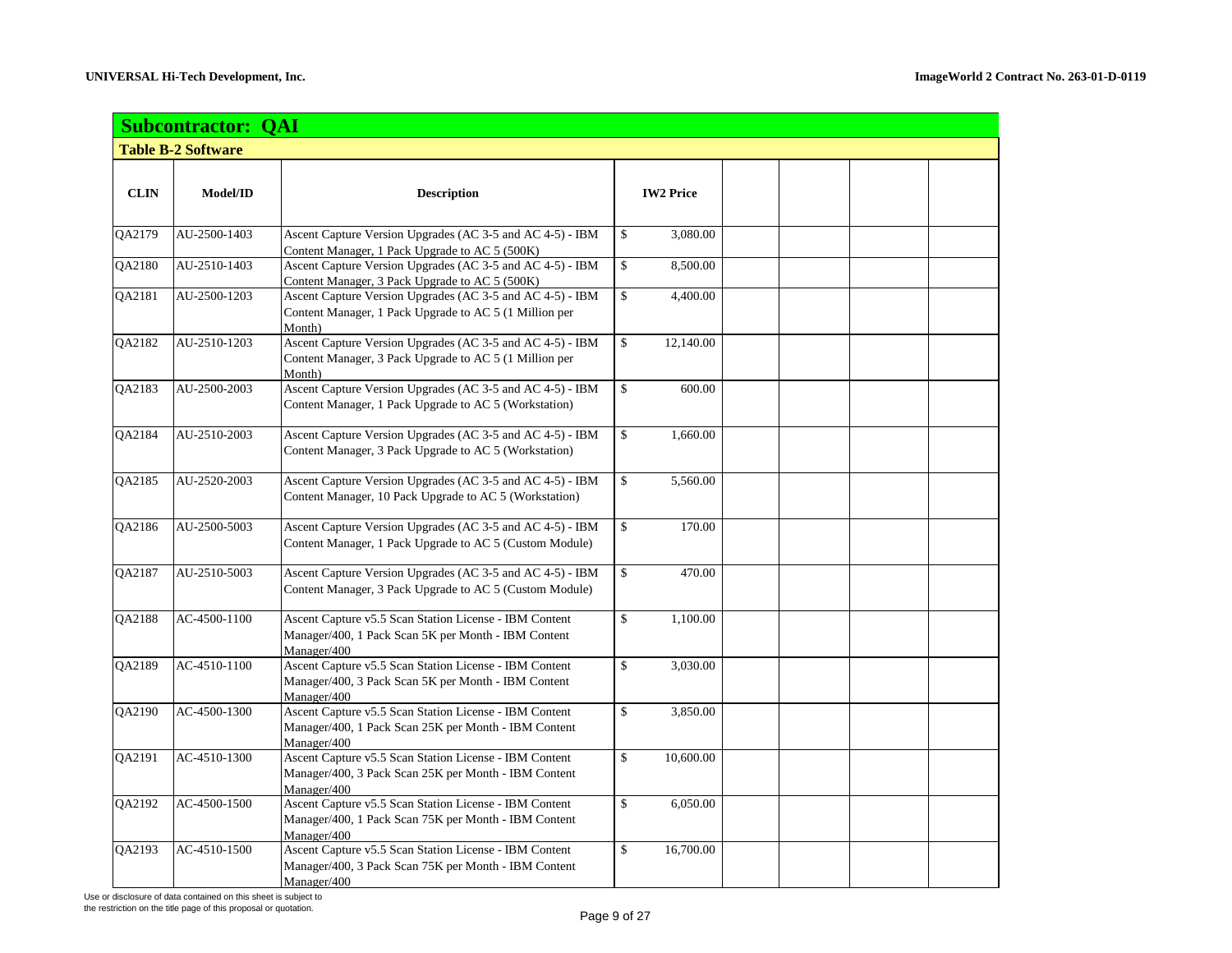## Subcontractor: QAI

### Table B-2 Software

| CLIN | Model/ID | Description | IW2 Price | | | | |
|---|---|---|---|---|---|---|---|
| QA2179 | AU-2500-1403 | Ascent Capture Version Upgrades (AC 3-5 and AC 4-5) - IBM Content Manager, 1 Pack Upgrade to AC 5 (500K) | $ 3,080.00 | | | | |
| QA2180 | AU-2510-1403 | Ascent Capture Version Upgrades (AC 3-5 and AC 4-5) - IBM Content Manager, 3 Pack Upgrade to AC 5 (500K) | $ 8,500.00 | | | | |
| QA2181 | AU-2500-1203 | Ascent Capture Version Upgrades (AC 3-5 and AC 4-5) - IBM Content Manager, 1 Pack Upgrade to AC 5 (1 Million per Month) | $ 4,400.00 | | | | |
| QA2182 | AU-2510-1203 | Ascent Capture Version Upgrades (AC 3-5 and AC 4-5) - IBM Content Manager, 3 Pack Upgrade to AC 5 (1 Million per Month) | $ 12,140.00 | | | | |
| QA2183 | AU-2500-2003 | Ascent Capture Version Upgrades (AC 3-5 and AC 4-5) - IBM Content Manager, 1 Pack Upgrade to AC 5 (Workstation) | $ 600.00 | | | | |
| QA2184 | AU-2510-2003 | Ascent Capture Version Upgrades (AC 3-5 and AC 4-5) - IBM Content Manager, 3 Pack Upgrade to AC 5 (Workstation) | $ 1,660.00 | | | | |
| QA2185 | AU-2520-2003 | Ascent Capture Version Upgrades (AC 3-5 and AC 4-5) - IBM Content Manager, 10 Pack Upgrade to AC 5 (Workstation) | $ 5,560.00 | | | | |
| QA2186 | AU-2500-5003 | Ascent Capture Version Upgrades (AC 3-5 and AC 4-5) - IBM Content Manager, 1 Pack Upgrade to AC 5 (Custom Module) | $ 170.00 | | | | |
| QA2187 | AU-2510-5003 | Ascent Capture Version Upgrades (AC 3-5 and AC 4-5) - IBM Content Manager, 3 Pack Upgrade to AC 5 (Custom Module) | $ 470.00 | | | | |
| QA2188 | AC-4500-1100 | Ascent Capture v5.5 Scan Station License - IBM Content Manager/400, 1 Pack Scan 5K per Month - IBM Content Manager/400 | $ 1,100.00 | | | | |
| QA2189 | AC-4510-1100 | Ascent Capture v5.5 Scan Station License - IBM Content Manager/400, 3 Pack Scan 5K per Month - IBM Content Manager/400 | $ 3,030.00 | | | | |
| QA2190 | AC-4500-1300 | Ascent Capture v5.5 Scan Station License - IBM Content Manager/400, 1 Pack Scan 25K per Month - IBM Content Manager/400 | $ 3,850.00 | | | | |
| QA2191 | AC-4510-1300 | Ascent Capture v5.5 Scan Station License - IBM Content Manager/400, 3 Pack Scan 25K per Month - IBM Content Manager/400 | $ 10,600.00 | | | | |
| QA2192 | AC-4500-1500 | Ascent Capture v5.5 Scan Station License - IBM Content Manager/400, 1 Pack Scan 75K per Month - IBM Content Manager/400 | $ 6,050.00 | | | | |
| QA2193 | AC-4510-1500 | Ascent Capture v5.5 Scan Station License - IBM Content Manager/400, 3 Pack Scan 75K per Month - IBM Content Manager/400 | $ 16,700.00 | | | | |

Use or disclosure of data contained on this sheet is subject to the restriction on the title page of this proposal or quotation.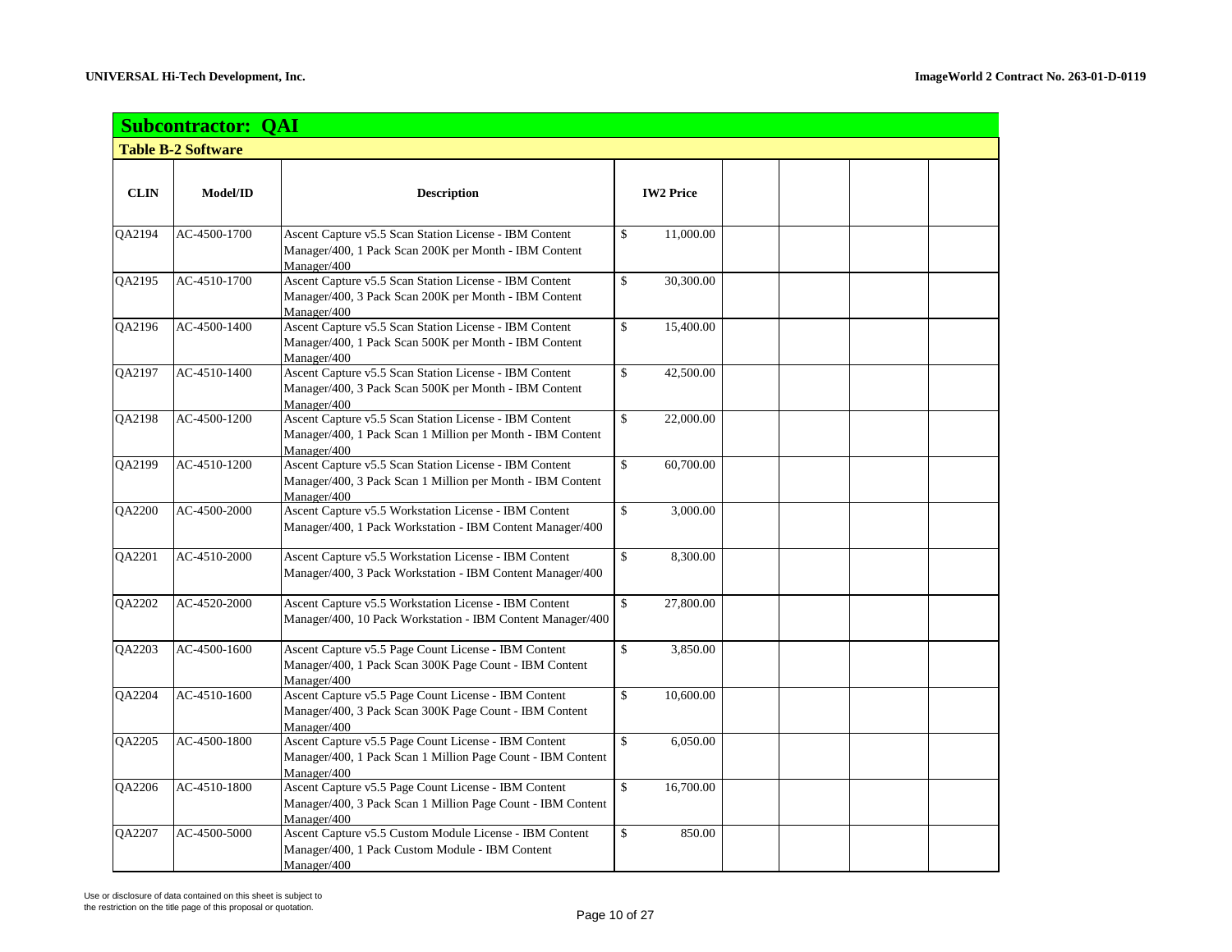## Subcontractor: QAI

### Table B-2 Software

| CLIN | Model/ID | Description | IW2 Price | | | | |
|---|---|---|---|---|---|---|---|
| QA2194 | AC-4500-1700 | Ascent Capture v5.5 Scan Station License - IBM Content Manager/400, 1 Pack Scan 200K per Month - IBM Content Manager/400 | $ 11,000.00 | | | | |
| QA2195 | AC-4510-1700 | Ascent Capture v5.5 Scan Station License - IBM Content Manager/400, 3 Pack Scan 200K per Month - IBM Content Manager/400 | $ 30,300.00 | | | | |
| QA2196 | AC-4500-1400 | Ascent Capture v5.5 Scan Station License - IBM Content Manager/400, 1 Pack Scan 500K per Month - IBM Content Manager/400 | $ 15,400.00 | | | | |
| QA2197 | AC-4510-1400 | Ascent Capture v5.5 Scan Station License - IBM Content Manager/400, 3 Pack Scan 500K per Month - IBM Content Manager/400 | $ 42,500.00 | | | | |
| QA2198 | AC-4500-1200 | Ascent Capture v5.5 Scan Station License - IBM Content Manager/400, 1 Pack Scan 1 Million per Month - IBM Content Manager/400 | $ 22,000.00 | | | | |
| QA2199 | AC-4510-1200 | Ascent Capture v5.5 Scan Station License - IBM Content Manager/400, 3 Pack Scan 1 Million per Month - IBM Content Manager/400 | $ 60,700.00 | | | | |
| QA2200 | AC-4500-2000 | Ascent Capture v5.5 Workstation License - IBM Content Manager/400, 1 Pack Workstation - IBM Content Manager/400 | $ 3,000.00 | | | | |
| QA2201 | AC-4510-2000 | Ascent Capture v5.5 Workstation License - IBM Content Manager/400, 3 Pack Workstation - IBM Content Manager/400 | $ 8,300.00 | | | | |
| QA2202 | AC-4520-2000 | Ascent Capture v5.5 Workstation License - IBM Content Manager/400, 10 Pack Workstation - IBM Content Manager/400 | $ 27,800.00 | | | | |
| QA2203 | AC-4500-1600 | Ascent Capture v5.5 Page Count License - IBM Content Manager/400, 1 Pack Scan 300K Page Count - IBM Content Manager/400 | $ 3,850.00 | | | | |
| QA2204 | AC-4510-1600 | Ascent Capture v5.5 Page Count License - IBM Content Manager/400, 3 Pack Scan 300K Page Count - IBM Content Manager/400 | $ 10,600.00 | | | | |
| QA2205 | AC-4500-1800 | Ascent Capture v5.5 Page Count License - IBM Content Manager/400, 1 Pack Scan 1 Million Page Count - IBM Content Manager/400 | $ 6,050.00 | | | | |
| QA2206 | AC-4510-1800 | Ascent Capture v5.5 Page Count License - IBM Content Manager/400, 3 Pack Scan 1 Million Page Count - IBM Content Manager/400 | $ 16,700.00 | | | | |
| QA2207 | AC-4500-5000 | Ascent Capture v5.5 Custom Module License - IBM Content Manager/400, 1 Pack Custom Module - IBM Content Manager/400 | $ 850.00 | | | | |

Use or disclosure of data contained on this sheet is subject to the restriction on the title page of this proposal or quotation.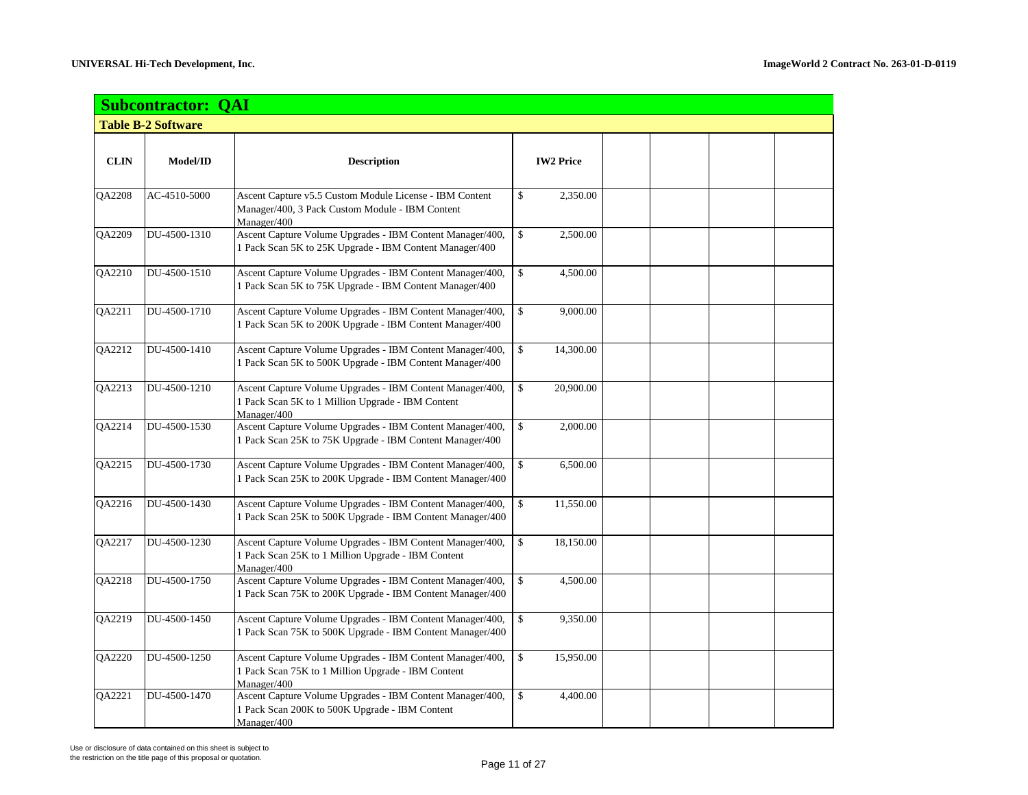## Subcontractor: QAI

### Table B-2 Software

| CLIN | Model/ID | Description | IW2 Price | | | | |
|---|---|---|---|---|---|---|---|
| QA2208 | AC-4510-5000 | Ascent Capture v5.5 Custom Module License - IBM Content Manager/400, 3 Pack Custom Module - IBM Content Manager/400 | $ 2,350.00 | | | | |
| QA2209 | DU-4500-1310 | Ascent Capture Volume Upgrades - IBM Content Manager/400, 1 Pack Scan 5K to 25K Upgrade - IBM Content Manager/400 | $ 2,500.00 | | | | |
| QA2210 | DU-4500-1510 | Ascent Capture Volume Upgrades - IBM Content Manager/400, 1 Pack Scan 5K to 75K Upgrade - IBM Content Manager/400 | $ 4,500.00 | | | | |
| QA2211 | DU-4500-1710 | Ascent Capture Volume Upgrades - IBM Content Manager/400, 1 Pack Scan 5K to 200K Upgrade - IBM Content Manager/400 | $ 9,000.00 | | | | |
| QA2212 | DU-4500-1410 | Ascent Capture Volume Upgrades - IBM Content Manager/400, 1 Pack Scan 5K to 500K Upgrade - IBM Content Manager/400 | $ 14,300.00 | | | | |
| QA2213 | DU-4500-1210 | Ascent Capture Volume Upgrades - IBM Content Manager/400, 1 Pack Scan 5K to 1 Million Upgrade - IBM Content Manager/400 | $ 20,900.00 | | | | |
| QA2214 | DU-4500-1530 | Ascent Capture Volume Upgrades - IBM Content Manager/400, 1 Pack Scan 25K to 75K Upgrade - IBM Content Manager/400 | $ 2,000.00 | | | | |
| QA2215 | DU-4500-1730 | Ascent Capture Volume Upgrades - IBM Content Manager/400, 1 Pack Scan 25K to 200K Upgrade - IBM Content Manager/400 | $ 6,500.00 | | | | |
| QA2216 | DU-4500-1430 | Ascent Capture Volume Upgrades - IBM Content Manager/400, 1 Pack Scan 25K to 500K Upgrade - IBM Content Manager/400 | $ 11,550.00 | | | | |
| QA2217 | DU-4500-1230 | Ascent Capture Volume Upgrades - IBM Content Manager/400, 1 Pack Scan 25K to 1 Million Upgrade - IBM Content Manager/400 | $ 18,150.00 | | | | |
| QA2218 | DU-4500-1750 | Ascent Capture Volume Upgrades - IBM Content Manager/400, 1 Pack Scan 75K to 200K Upgrade - IBM Content Manager/400 | $ 4,500.00 | | | | |
| QA2219 | DU-4500-1450 | Ascent Capture Volume Upgrades - IBM Content Manager/400, 1 Pack Scan 75K to 500K Upgrade - IBM Content Manager/400 | $ 9,350.00 | | | | |
| QA2220 | DU-4500-1250 | Ascent Capture Volume Upgrades - IBM Content Manager/400, 1 Pack Scan 75K to 1 Million Upgrade - IBM Content Manager/400 | $ 15,950.00 | | | | |
| QA2221 | DU-4500-1470 | Ascent Capture Volume Upgrades - IBM Content Manager/400, 1 Pack Scan 200K to 500K Upgrade - IBM Content Manager/400 | $ 4,400.00 | | | | |

Use or disclosure of data contained on this sheet is subject to the restriction on the title page of this proposal or quotation.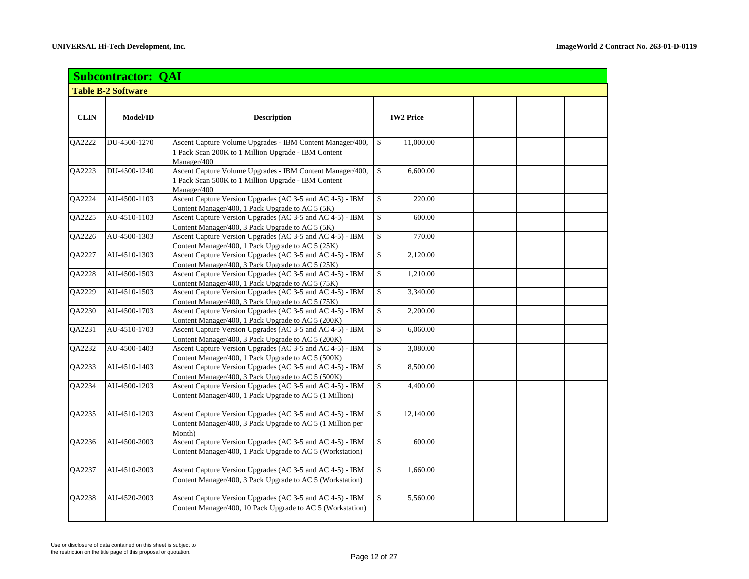## Subcontractor: QAI

### Table B-2 Software

| CLIN | Model/ID | Description | IW2 Price | | | | |
|---|---|---|---|---|---|---|---|
| QA2222 | DU-4500-1270 | Ascent Capture Volume Upgrades - IBM Content Manager/400, 1 Pack Scan 200K to 1 Million Upgrade - IBM Content Manager/400 | $ 11,000.00 | | | | |
| QA2223 | DU-4500-1240 | Ascent Capture Volume Upgrades - IBM Content Manager/400, 1 Pack Scan 500K to 1 Million Upgrade - IBM Content Manager/400 | $ 6,600.00 | | | | |
| QA2224 | AU-4500-1103 | Ascent Capture Version Upgrades (AC 3-5 and AC 4-5) - IBM Content Manager/400, 1 Pack Upgrade to AC 5 (5K) | $ 220.00 | | | | |
| QA2225 | AU-4510-1103 | Ascent Capture Version Upgrades (AC 3-5 and AC 4-5) - IBM Content Manager/400, 3 Pack Upgrade to AC 5 (5K) | $ 600.00 | | | | |
| QA2226 | AU-4500-1303 | Ascent Capture Version Upgrades (AC 3-5 and AC 4-5) - IBM Content Manager/400, 1 Pack Upgrade to AC 5 (25K) | $ 770.00 | | | | |
| QA2227 | AU-4510-1303 | Ascent Capture Version Upgrades (AC 3-5 and AC 4-5) - IBM Content Manager/400, 3 Pack Upgrade to AC 5 (25K) | $ 2,120.00 | | | | |
| QA2228 | AU-4500-1503 | Ascent Capture Version Upgrades (AC 3-5 and AC 4-5) - IBM Content Manager/400, 1 Pack Upgrade to AC 5 (75K) | $ 1,210.00 | | | | |
| QA2229 | AU-4510-1503 | Ascent Capture Version Upgrades (AC 3-5 and AC 4-5) - IBM Content Manager/400, 3 Pack Upgrade to AC 5 (75K) | $ 3,340.00 | | | | |
| QA2230 | AU-4500-1703 | Ascent Capture Version Upgrades (AC 3-5 and AC 4-5) - IBM Content Manager/400, 1 Pack Upgrade to AC 5 (200K) | $ 2,200.00 | | | | |
| QA2231 | AU-4510-1703 | Ascent Capture Version Upgrades (AC 3-5 and AC 4-5) - IBM Content Manager/400, 3 Pack Upgrade to AC 5 (200K) | $ 6,060.00 | | | | |
| QA2232 | AU-4500-1403 | Ascent Capture Version Upgrades (AC 3-5 and AC 4-5) - IBM Content Manager/400, 1 Pack Upgrade to AC 5 (500K) | $ 3,080.00 | | | | |
| QA2233 | AU-4510-1403 | Ascent Capture Version Upgrades (AC 3-5 and AC 4-5) - IBM Content Manager/400, 3 Pack Upgrade to AC 5 (500K) | $ 8,500.00 | | | | |
| QA2234 | AU-4500-1203 | Ascent Capture Version Upgrades (AC 3-5 and AC 4-5) - IBM Content Manager/400, 1 Pack Upgrade to AC 5 (1 Million) | $ 4,400.00 | | | | |
| QA2235 | AU-4510-1203 | Ascent Capture Version Upgrades (AC 3-5 and AC 4-5) - IBM Content Manager/400, 3 Pack Upgrade to AC 5 (1 Million per Month) | $ 12,140.00 | | | | |
| QA2236 | AU-4500-2003 | Ascent Capture Version Upgrades (AC 3-5 and AC 4-5) - IBM Content Manager/400, 1 Pack Upgrade to AC 5 (Workstation) | $ 600.00 | | | | |
| QA2237 | AU-4510-2003 | Ascent Capture Version Upgrades (AC 3-5 and AC 4-5) - IBM Content Manager/400, 3 Pack Upgrade to AC 5 (Workstation) | $ 1,660.00 | | | | |
| QA2238 | AU-4520-2003 | Ascent Capture Version Upgrades (AC 3-5 and AC 4-5) - IBM Content Manager/400, 10 Pack Upgrade to AC 5 (Workstation) | $ 5,560.00 | | | | |

Use or disclosure of data contained on this sheet is subject to the restriction on the title page of this proposal or quotation.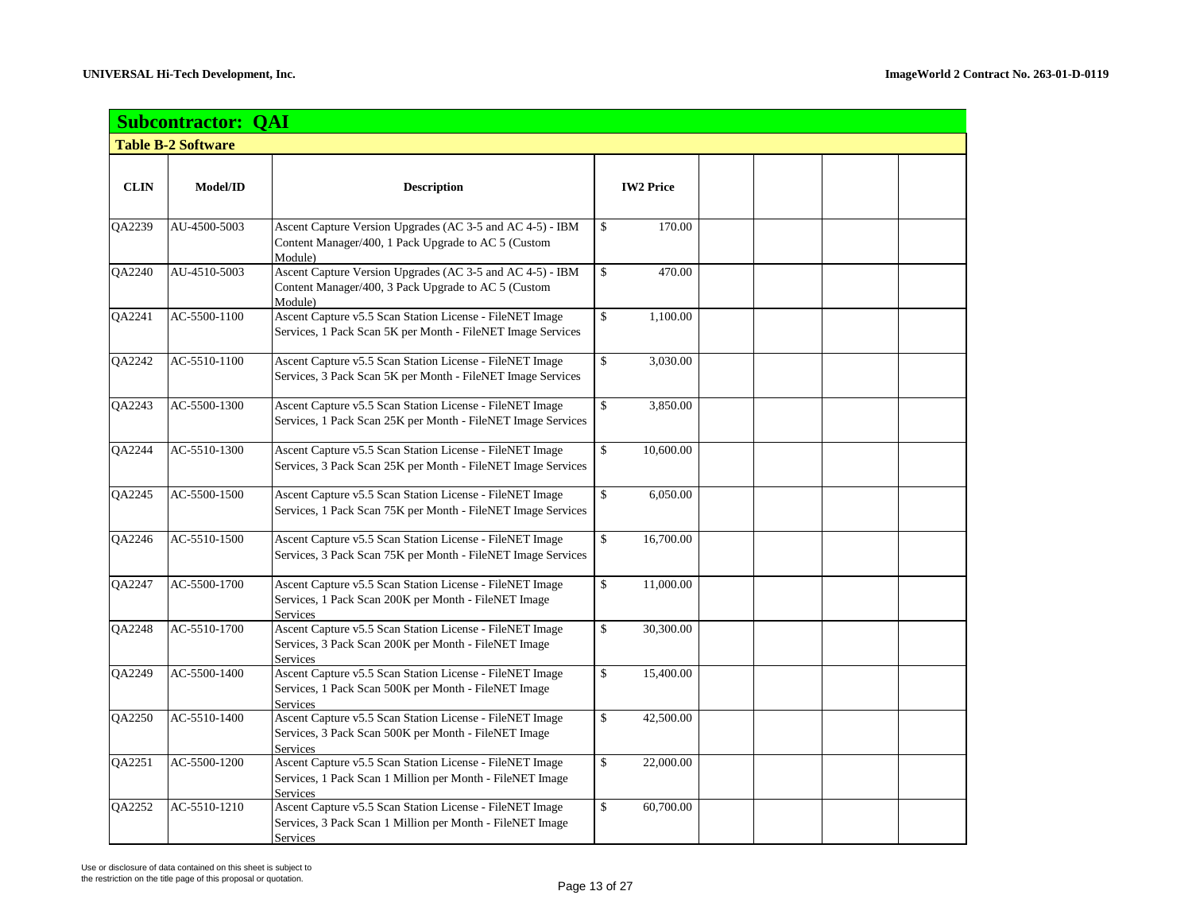## Subcontractor: QAI

### Table B-2 Software

| CLIN | Model/ID | Description | IW2 Price | | | | |
|---|---|---|---|---|---|---|---|
| QA2239 | AU-4500-5003 | Ascent Capture Version Upgrades (AC 3-5 and AC 4-5) - IBM Content Manager/400, 1 Pack Upgrade to AC 5 (Custom Module) | $ 170.00 | | | | |
| QA2240 | AU-4510-5003 | Ascent Capture Version Upgrades (AC 3-5 and AC 4-5) - IBM Content Manager/400, 3 Pack Upgrade to AC 5 (Custom Module) | $ 470.00 | | | | |
| QA2241 | AC-5500-1100 | Ascent Capture v5.5 Scan Station License - FileNET Image Services, 1 Pack Scan 5K per Month - FileNET Image Services | $ 1,100.00 | | | | |
| QA2242 | AC-5510-1100 | Ascent Capture v5.5 Scan Station License - FileNET Image Services, 3 Pack Scan 5K per Month - FileNET Image Services | $ 3,030.00 | | | | |
| QA2243 | AC-5500-1300 | Ascent Capture v5.5 Scan Station License - FileNET Image Services, 1 Pack Scan 25K per Month - FileNET Image Services | $ 3,850.00 | | | | |
| QA2244 | AC-5510-1300 | Ascent Capture v5.5 Scan Station License - FileNET Image Services, 3 Pack Scan 25K per Month - FileNET Image Services | $ 10,600.00 | | | | |
| QA2245 | AC-5500-1500 | Ascent Capture v5.5 Scan Station License - FileNET Image Services, 1 Pack Scan 75K per Month - FileNET Image Services | $ 6,050.00 | | | | |
| QA2246 | AC-5510-1500 | Ascent Capture v5.5 Scan Station License - FileNET Image Services, 3 Pack Scan 75K per Month - FileNET Image Services | $ 16,700.00 | | | | |
| QA2247 | AC-5500-1700 | Ascent Capture v5.5 Scan Station License - FileNET Image Services, 1 Pack Scan 200K per Month - FileNET Image Services | $ 11,000.00 | | | | |
| QA2248 | AC-5510-1700 | Ascent Capture v5.5 Scan Station License - FileNET Image Services, 3 Pack Scan 200K per Month - FileNET Image Services | $ 30,300.00 | | | | |
| QA2249 | AC-5500-1400 | Ascent Capture v5.5 Scan Station License - FileNET Image Services, 1 Pack Scan 500K per Month - FileNET Image Services | $ 15,400.00 | | | | |
| QA2250 | AC-5510-1400 | Ascent Capture v5.5 Scan Station License - FileNET Image Services, 3 Pack Scan 500K per Month - FileNET Image Services | $ 42,500.00 | | | | |
| QA2251 | AC-5500-1200 | Ascent Capture v5.5 Scan Station License - FileNET Image Services, 1 Pack Scan 1 Million per Month - FileNET Image Services | $ 22,000.00 | | | | |
| QA2252 | AC-5510-1210 | Ascent Capture v5.5 Scan Station License - FileNET Image Services, 3 Pack Scan 1 Million per Month - FileNET Image Services | $ 60,700.00 | | | | |

Use or disclosure of data contained on this sheet is subject to the restriction on the title page of this proposal or quotation.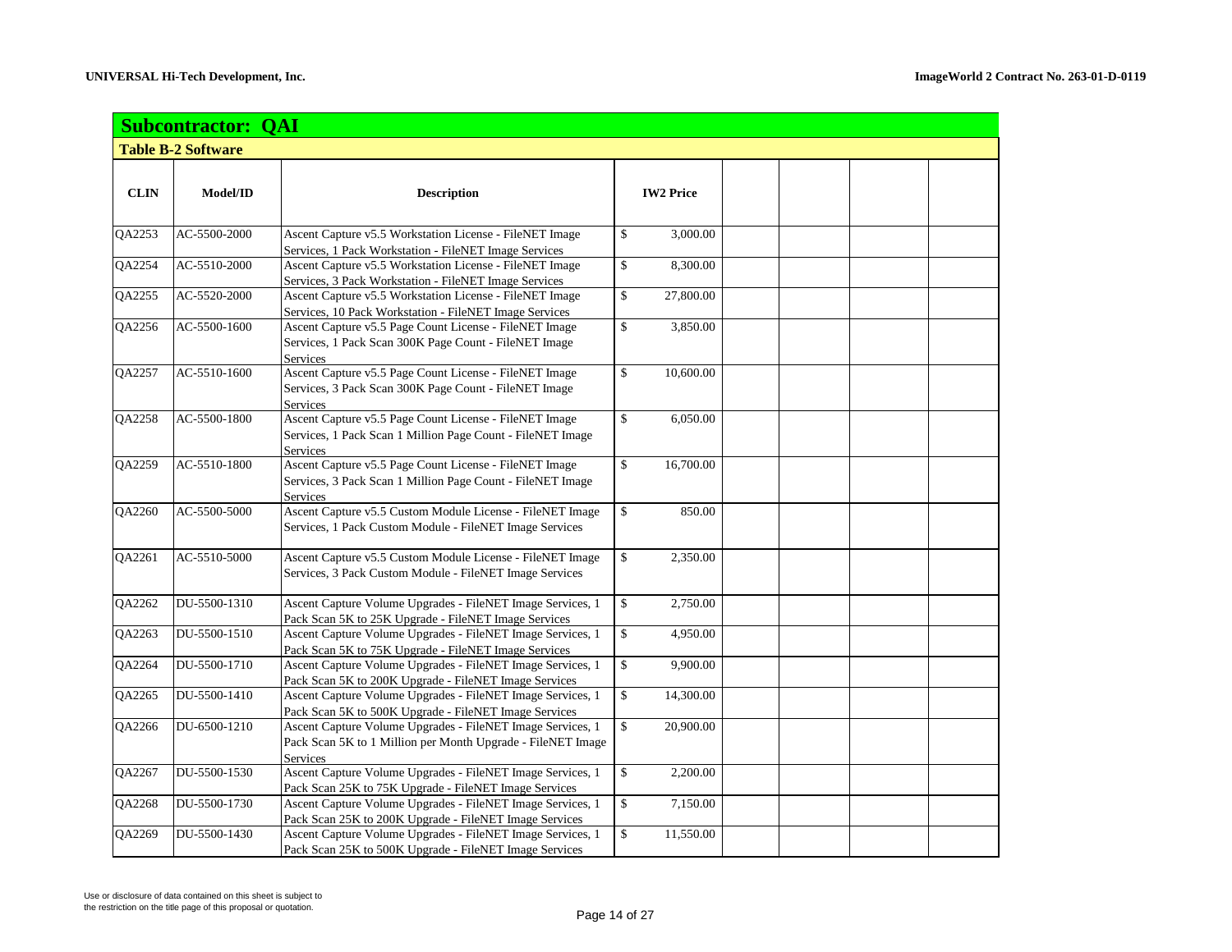## Subcontractor: QAI

### Table B-2 Software

| CLIN | Model/ID | Description | IW2 Price | | | | |
|---|---|---|---|---|---|---|---|
| QA2253 | AC-5500-2000 | Ascent Capture v5.5 Workstation License - FileNET Image Services, 1 Pack Workstation - FileNET Image Services | $ 3,000.00 | | | | |
| QA2254 | AC-5510-2000 | Ascent Capture v5.5 Workstation License - FileNET Image Services, 3 Pack Workstation - FileNET Image Services | $ 8,300.00 | | | | |
| QA2255 | AC-5520-2000 | Ascent Capture v5.5 Workstation License - FileNET Image Services, 10 Pack Workstation - FileNET Image Services | $ 27,800.00 | | | | |
| QA2256 | AC-5500-1600 | Ascent Capture v5.5 Page Count License - FileNET Image Services, 1 Pack Scan 300K Page Count - FileNET Image Services | $ 3,850.00 | | | | |
| QA2257 | AC-5510-1600 | Ascent Capture v5.5 Page Count License - FileNET Image Services, 3 Pack Scan 300K Page Count - FileNET Image Services | $ 10,600.00 | | | | |
| QA2258 | AC-5500-1800 | Ascent Capture v5.5 Page Count License - FileNET Image Services, 1 Pack Scan 1 Million Page Count - FileNET Image Services | $ 6,050.00 | | | | |
| QA2259 | AC-5510-1800 | Ascent Capture v5.5 Page Count License - FileNET Image Services, 3 Pack Scan 1 Million Page Count - FileNET Image Services | $ 16,700.00 | | | | |
| QA2260 | AC-5500-5000 | Ascent Capture v5.5 Custom Module License - FileNET Image Services, 1 Pack Custom Module - FileNET Image Services | $ 850.00 | | | | |
| QA2261 | AC-5510-5000 | Ascent Capture v5.5 Custom Module License - FileNET Image Services, 3 Pack Custom Module - FileNET Image Services | $ 2,350.00 | | | | |
| QA2262 | DU-5500-1310 | Ascent Capture Volume Upgrades - FileNET Image Services, 1 Pack Scan 5K to 25K Upgrade - FileNET Image Services | $ 2,750.00 | | | | |
| QA2263 | DU-5500-1510 | Ascent Capture Volume Upgrades - FileNET Image Services, 1 Pack Scan 5K to 75K Upgrade - FileNET Image Services | $ 4,950.00 | | | | |
| QA2264 | DU-5500-1710 | Ascent Capture Volume Upgrades - FileNET Image Services, 1 Pack Scan 5K to 200K Upgrade - FileNET Image Services | $ 9,900.00 | | | | |
| QA2265 | DU-5500-1410 | Ascent Capture Volume Upgrades - FileNET Image Services, 1 Pack Scan 5K to 500K Upgrade - FileNET Image Services | $ 14,300.00 | | | | |
| QA2266 | DU-6500-1210 | Ascent Capture Volume Upgrades - FileNET Image Services, 1 Pack Scan 5K to 1 Million per Month Upgrade - FileNET Image Services | $ 20,900.00 | | | | |
| QA2267 | DU-5500-1530 | Ascent Capture Volume Upgrades - FileNET Image Services, 1 Pack Scan 25K to 75K Upgrade - FileNET Image Services | $ 2,200.00 | | | | |
| QA2268 | DU-5500-1730 | Ascent Capture Volume Upgrades - FileNET Image Services, 1 Pack Scan 25K to 200K Upgrade - FileNET Image Services | $ 7,150.00 | | | | |
| QA2269 | DU-5500-1430 | Ascent Capture Volume Upgrades - FileNET Image Services, 1 Pack Scan 25K to 500K Upgrade - FileNET Image Services | $ 11,550.00 | | | | |

Use or disclosure of data contained on this sheet is subject to the restriction on the title page of this proposal or quotation.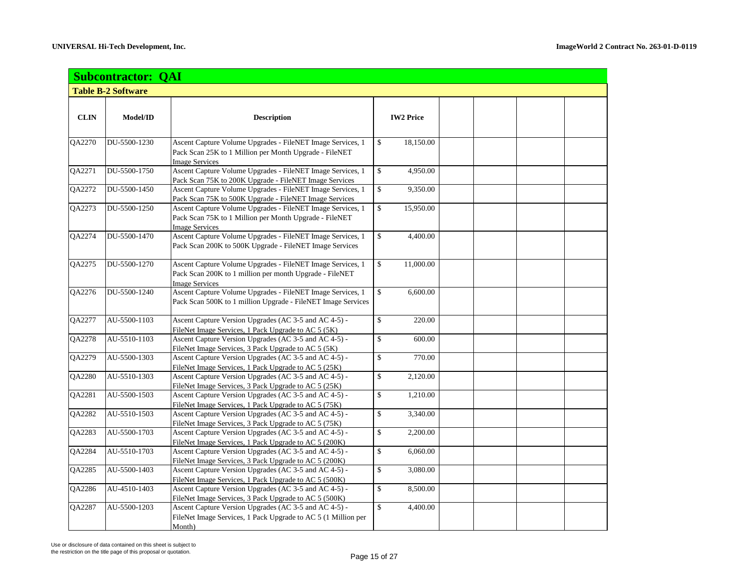## Subcontractor: QAI

### Table B-2 Software

| CLIN | Model/ID | Description | IW2 Price | | | | |
|---|---|---|---|---|---|---|---|
| QA2270 | DU-5500-1230 | Ascent Capture Volume Upgrades - FileNET Image Services, 1 Pack Scan 25K to 1 Million per Month Upgrade - FileNET Image Services | $ 18,150.00 | | | | |
| QA2271 | DU-5500-1750 | Ascent Capture Volume Upgrades - FileNET Image Services, 1 Pack Scan 75K to 200K Upgrade - FileNET Image Services | $ 4,950.00 | | | | |
| QA2272 | DU-5500-1450 | Ascent Capture Volume Upgrades - FileNET Image Services, 1 Pack Scan 75K to 500K Upgrade - FileNET Image Services | $ 9,350.00 | | | | |
| QA2273 | DU-5500-1250 | Ascent Capture Volume Upgrades - FileNET Image Services, 1 Pack Scan 75K to 1 Million per Month Upgrade - FileNET Image Services | $ 15,950.00 | | | | |
| QA2274 | DU-5500-1470 | Ascent Capture Volume Upgrades - FileNET Image Services, 1 Pack Scan 200K to 500K Upgrade - FileNET Image Services | $ 4,400.00 | | | | |
| QA2275 | DU-5500-1270 | Ascent Capture Volume Upgrades - FileNET Image Services, 1 Pack Scan 200K to 1 million per month Upgrade - FileNET Image Services | $ 11,000.00 | | | | |
| QA2276 | DU-5500-1240 | Ascent Capture Volume Upgrades - FileNET Image Services, 1 Pack Scan 500K to 1 million Upgrade - FileNET Image Services | $ 6,600.00 | | | | |
| QA2277 | AU-5500-1103 | Ascent Capture Version Upgrades (AC 3-5 and AC 4-5) - FileNet Image Services, 1 Pack Upgrade to AC 5 (5K) | $ 220.00 | | | | |
| QA2278 | AU-5510-1103 | Ascent Capture Version Upgrades (AC 3-5 and AC 4-5) - FileNet Image Services, 3 Pack Upgrade to AC 5 (5K) | $ 600.00 | | | | |
| QA2279 | AU-5500-1303 | Ascent Capture Version Upgrades (AC 3-5 and AC 4-5) - FileNet Image Services, 1 Pack Upgrade to AC 5 (25K) | $ 770.00 | | | | |
| QA2280 | AU-5510-1303 | Ascent Capture Version Upgrades (AC 3-5 and AC 4-5) - FileNet Image Services, 3 Pack Upgrade to AC 5 (25K) | $ 2,120.00 | | | | |
| QA2281 | AU-5500-1503 | Ascent Capture Version Upgrades (AC 3-5 and AC 4-5) - FileNet Image Services, 1 Pack Upgrade to AC 5 (75K) | $ 1,210.00 | | | | |
| QA2282 | AU-5510-1503 | Ascent Capture Version Upgrades (AC 3-5 and AC 4-5) - FileNet Image Services, 3 Pack Upgrade to AC 5 (75K) | $ 3,340.00 | | | | |
| QA2283 | AU-5500-1703 | Ascent Capture Version Upgrades (AC 3-5 and AC 4-5) - FileNet Image Services, 1 Pack Upgrade to AC 5 (200K) | $ 2,200.00 | | | | |
| QA2284 | AU-5510-1703 | Ascent Capture Version Upgrades (AC 3-5 and AC 4-5) - FileNet Image Services, 3 Pack Upgrade to AC 5 (200K) | $ 6,060.00 | | | | |
| QA2285 | AU-5500-1403 | Ascent Capture Version Upgrades (AC 3-5 and AC 4-5) - FileNet Image Services, 1 Pack Upgrade to AC 5 (500K) | $ 3,080.00 | | | | |
| QA2286 | AU-4510-1403 | Ascent Capture Version Upgrades (AC 3-5 and AC 4-5) - FileNet Image Services, 3 Pack Upgrade to AC 5 (500K) | $ 8,500.00 | | | | |
| QA2287 | AU-5500-1203 | Ascent Capture Version Upgrades (AC 3-5 and AC 4-5) - FileNet Image Services, 1 Pack Upgrade to AC 5 (1 Million per Month) | $ 4,400.00 | | | | |

Use or disclosure of data contained on this sheet is subject to the restriction on the title page of this proposal or quotation.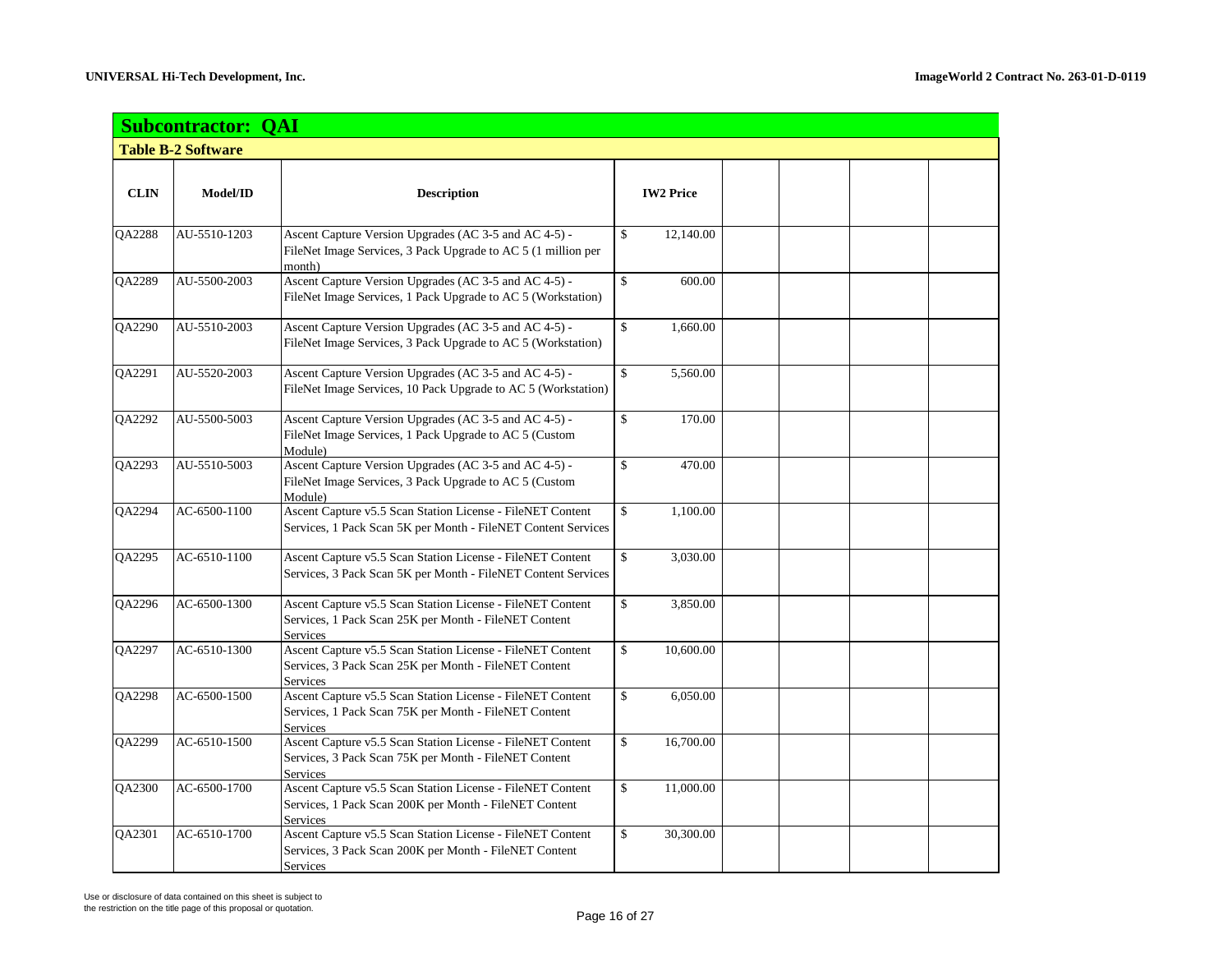## Subcontractor: QAI

### Table B-2 Software

| CLIN | Model/ID | Description | IW2 Price | | | | |
|---|---|---|---|---|---|---|---|
| QA2288 | AU-5510-1203 | Ascent Capture Version Upgrades (AC 3-5 and AC 4-5) - FileNet Image Services, 3 Pack Upgrade to AC 5 (1 million per month) | $ 12,140.00 | | | | |
| QA2289 | AU-5500-2003 | Ascent Capture Version Upgrades (AC 3-5 and AC 4-5) - FileNet Image Services, 1 Pack Upgrade to AC 5 (Workstation) | $ 600.00 | | | | |
| QA2290 | AU-5510-2003 | Ascent Capture Version Upgrades (AC 3-5 and AC 4-5) - FileNet Image Services, 3 Pack Upgrade to AC 5 (Workstation) | $ 1,660.00 | | | | |
| QA2291 | AU-5520-2003 | Ascent Capture Version Upgrades (AC 3-5 and AC 4-5) - FileNet Image Services, 10 Pack Upgrade to AC 5 (Workstation) | $ 5,560.00 | | | | |
| QA2292 | AU-5500-5003 | Ascent Capture Version Upgrades (AC 3-5 and AC 4-5) - FileNet Image Services, 1 Pack Upgrade to AC 5 (Custom Module) | $ 170.00 | | | | |
| QA2293 | AU-5510-5003 | Ascent Capture Version Upgrades (AC 3-5 and AC 4-5) - FileNet Image Services, 3 Pack Upgrade to AC 5 (Custom Module) | $ 470.00 | | | | |
| QA2294 | AC-6500-1100 | Ascent Capture v5.5 Scan Station License - FileNET Content Services, 1 Pack Scan 5K per Month - FileNET Content Services | $ 1,100.00 | | | | |
| QA2295 | AC-6510-1100 | Ascent Capture v5.5 Scan Station License - FileNET Content Services, 3 Pack Scan 5K per Month - FileNET Content Services | $ 3,030.00 | | | | |
| QA2296 | AC-6500-1300 | Ascent Capture v5.5 Scan Station License - FileNET Content Services, 1 Pack Scan 25K per Month - FileNET Content Services | $ 3,850.00 | | | | |
| QA2297 | AC-6510-1300 | Ascent Capture v5.5 Scan Station License - FileNET Content Services, 3 Pack Scan 25K per Month - FileNET Content Services | $ 10,600.00 | | | | |
| QA2298 | AC-6500-1500 | Ascent Capture v5.5 Scan Station License - FileNET Content Services, 1 Pack Scan 75K per Month - FileNET Content Services | $ 6,050.00 | | | | |
| QA2299 | AC-6510-1500 | Ascent Capture v5.5 Scan Station License - FileNET Content Services, 3 Pack Scan 75K per Month - FileNET Content Services | $ 16,700.00 | | | | |
| QA2300 | AC-6500-1700 | Ascent Capture v5.5 Scan Station License - FileNET Content Services, 1 Pack Scan 200K per Month - FileNET Content Services | $ 11,000.00 | | | | |
| QA2301 | AC-6510-1700 | Ascent Capture v5.5 Scan Station License - FileNET Content Services, 3 Pack Scan 200K per Month - FileNET Content Services | $ 30,300.00 | | | | |

Use or disclosure of data contained on this sheet is subject to the restriction on the title page of this proposal or quotation.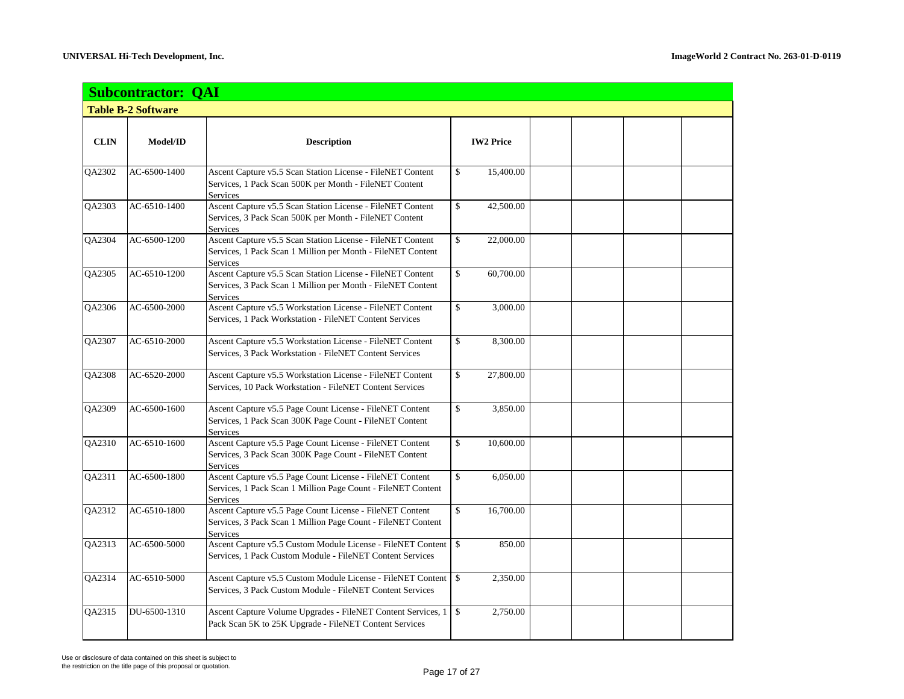## Subcontractor: QAI

### Table B-2 Software

| CLIN | Model/ID | Description | IW2 Price | | | | |
|---|---|---|---|---|---|---|---|
| QA2302 | AC-6500-1400 | Ascent Capture v5.5 Scan Station License - FileNET Content Services, 1 Pack Scan 500K per Month - FileNET Content Services | $ 15,400.00 | | | | |
| QA2303 | AC-6510-1400 | Ascent Capture v5.5 Scan Station License - FileNET Content Services, 3 Pack Scan 500K per Month - FileNET Content Services | $ 42,500.00 | | | | |
| QA2304 | AC-6500-1200 | Ascent Capture v5.5 Scan Station License - FileNET Content Services, 1 Pack Scan 1 Million per Month - FileNET Content Services | $ 22,000.00 | | | | |
| QA2305 | AC-6510-1200 | Ascent Capture v5.5 Scan Station License - FileNET Content Services, 3 Pack Scan 1 Million per Month - FileNET Content Services | $ 60,700.00 | | | | |
| QA2306 | AC-6500-2000 | Ascent Capture v5.5 Workstation License - FileNET Content Services, 1 Pack Workstation - FileNET Content Services | $ 3,000.00 | | | | |
| QA2307 | AC-6510-2000 | Ascent Capture v5.5 Workstation License - FileNET Content Services, 3 Pack Workstation - FileNET Content Services | $ 8,300.00 | | | | |
| QA2308 | AC-6520-2000 | Ascent Capture v5.5 Workstation License - FileNET Content Services, 10 Pack Workstation - FileNET Content Services | $ 27,800.00 | | | | |
| QA2309 | AC-6500-1600 | Ascent Capture v5.5 Page Count License - FileNET Content Services, 1 Pack Scan 300K Page Count - FileNET Content Services | $ 3,850.00 | | | | |
| QA2310 | AC-6510-1600 | Ascent Capture v5.5 Page Count License - FileNET Content Services, 3 Pack Scan 300K Page Count - FileNET Content Services | $ 10,600.00 | | | | |
| QA2311 | AC-6500-1800 | Ascent Capture v5.5 Page Count License - FileNET Content Services, 1 Pack Scan 1 Million Page Count - FileNET Content Services | $ 6,050.00 | | | | |
| QA2312 | AC-6510-1800 | Ascent Capture v5.5 Page Count License - FileNET Content Services, 3 Pack Scan 1 Million Page Count - FileNET Content Services | $ 16,700.00 | | | | |
| QA2313 | AC-6500-5000 | Ascent Capture v5.5 Custom Module License - FileNET Content Services, 1 Pack Custom Module - FileNET Content Services | $ 850.00 | | | | |
| QA2314 | AC-6510-5000 | Ascent Capture v5.5 Custom Module License - FileNET Content Services, 3 Pack Custom Module - FileNET Content Services | $ 2,350.00 | | | | |
| QA2315 | DU-6500-1310 | Ascent Capture Volume Upgrades - FileNET Content Services, 1 Pack Scan 5K to 25K Upgrade - FileNET Content Services | $ 2,750.00 | | | | |

Use or disclosure of data contained on this sheet is subject to the restriction on the title page of this proposal or quotation.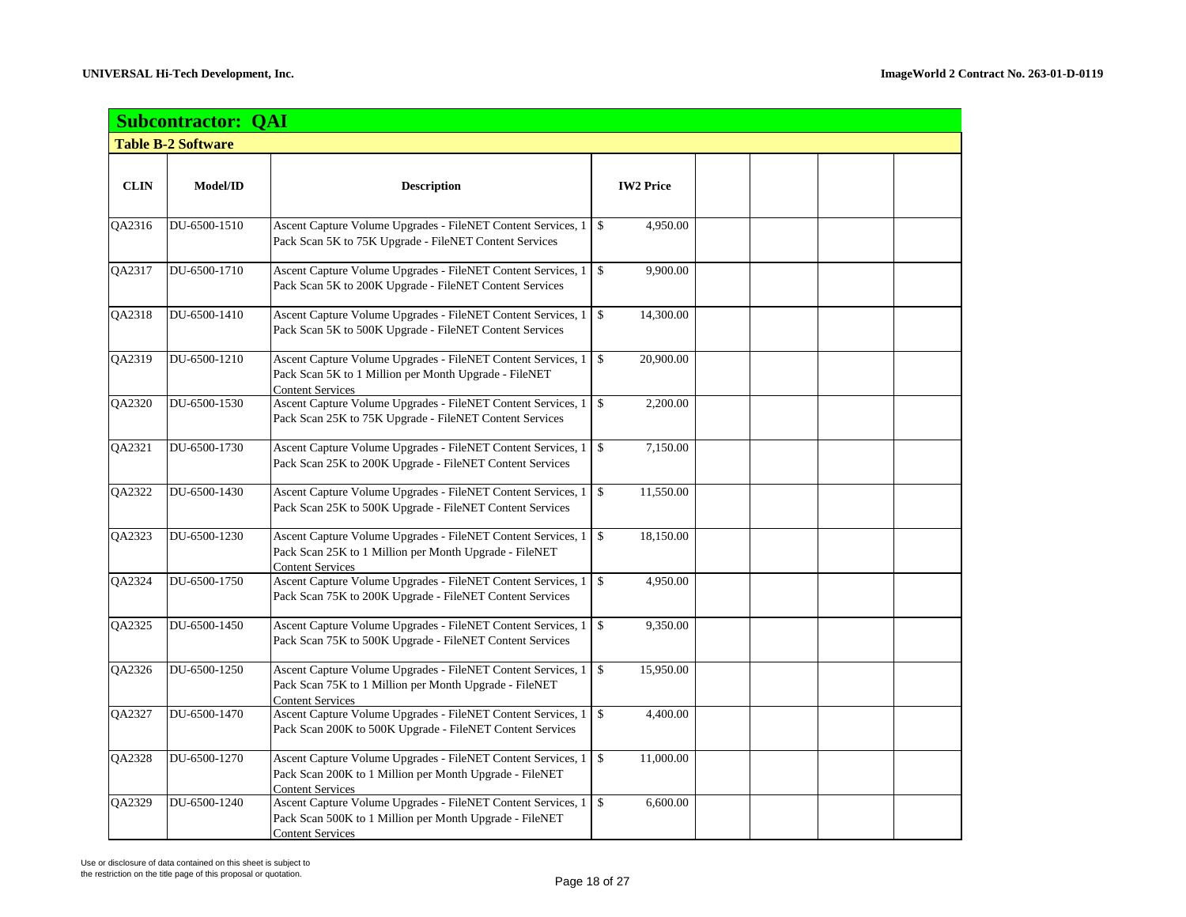## Subcontractor: QAI

### Table B-2 Software

| CLIN | Model/ID | Description | IW2 Price | | | | |
|---|---|---|---|---|---|---|---|
| QA2316 | DU-6500-1510 | Ascent Capture Volume Upgrades - FileNET Content Services, 1 Pack Scan 5K to 75K Upgrade - FileNET Content Services | $ 4,950.00 | | | | |
| QA2317 | DU-6500-1710 | Ascent Capture Volume Upgrades - FileNET Content Services, 1 Pack Scan 5K to 200K Upgrade - FileNET Content Services | $ 9,900.00 | | | | |
| QA2318 | DU-6500-1410 | Ascent Capture Volume Upgrades - FileNET Content Services, 1 Pack Scan 5K to 500K Upgrade - FileNET Content Services | $ 14,300.00 | | | | |
| QA2319 | DU-6500-1210 | Ascent Capture Volume Upgrades - FileNET Content Services, 1 Pack Scan 5K to 1 Million per Month Upgrade - FileNET Content Services | $ 20,900.00 | | | | |
| QA2320 | DU-6500-1530 | Ascent Capture Volume Upgrades - FileNET Content Services, 1 Pack Scan 25K to 75K Upgrade - FileNET Content Services | $ 2,200.00 | | | | |
| QA2321 | DU-6500-1730 | Ascent Capture Volume Upgrades - FileNET Content Services, 1 Pack Scan 25K to 200K Upgrade - FileNET Content Services | $ 7,150.00 | | | | |
| QA2322 | DU-6500-1430 | Ascent Capture Volume Upgrades - FileNET Content Services, 1 Pack Scan 25K to 500K Upgrade - FileNET Content Services | $ 11,550.00 | | | | |
| QA2323 | DU-6500-1230 | Ascent Capture Volume Upgrades - FileNET Content Services, 1 Pack Scan 25K to 1 Million per Month Upgrade - FileNET Content Services | $ 18,150.00 | | | | |
| QA2324 | DU-6500-1750 | Ascent Capture Volume Upgrades - FileNET Content Services, 1 Pack Scan 75K to 200K Upgrade - FileNET Content Services | $ 4,950.00 | | | | |
| QA2325 | DU-6500-1450 | Ascent Capture Volume Upgrades - FileNET Content Services, 1 Pack Scan 75K to 500K Upgrade - FileNET Content Services | $ 9,350.00 | | | | |
| QA2326 | DU-6500-1250 | Ascent Capture Volume Upgrades - FileNET Content Services, 1 Pack Scan 75K to 1 Million per Month Upgrade - FileNET Content Services | $ 15,950.00 | | | | |
| QA2327 | DU-6500-1470 | Ascent Capture Volume Upgrades - FileNET Content Services, 1 Pack Scan 200K to 500K Upgrade - FileNET Content Services | $ 4,400.00 | | | | |
| QA2328 | DU-6500-1270 | Ascent Capture Volume Upgrades - FileNET Content Services, 1 Pack Scan 200K to 1 Million per Month Upgrade - FileNET Content Services | $ 11,000.00 | | | | |
| QA2329 | DU-6500-1240 | Ascent Capture Volume Upgrades - FileNET Content Services, 1 Pack Scan 500K to 1 Million per Month Upgrade - FileNET Content Services | $ 6,600.00 | | | | |

Use or disclosure of data contained on this sheet is subject to the restriction on the title page of this proposal or quotation.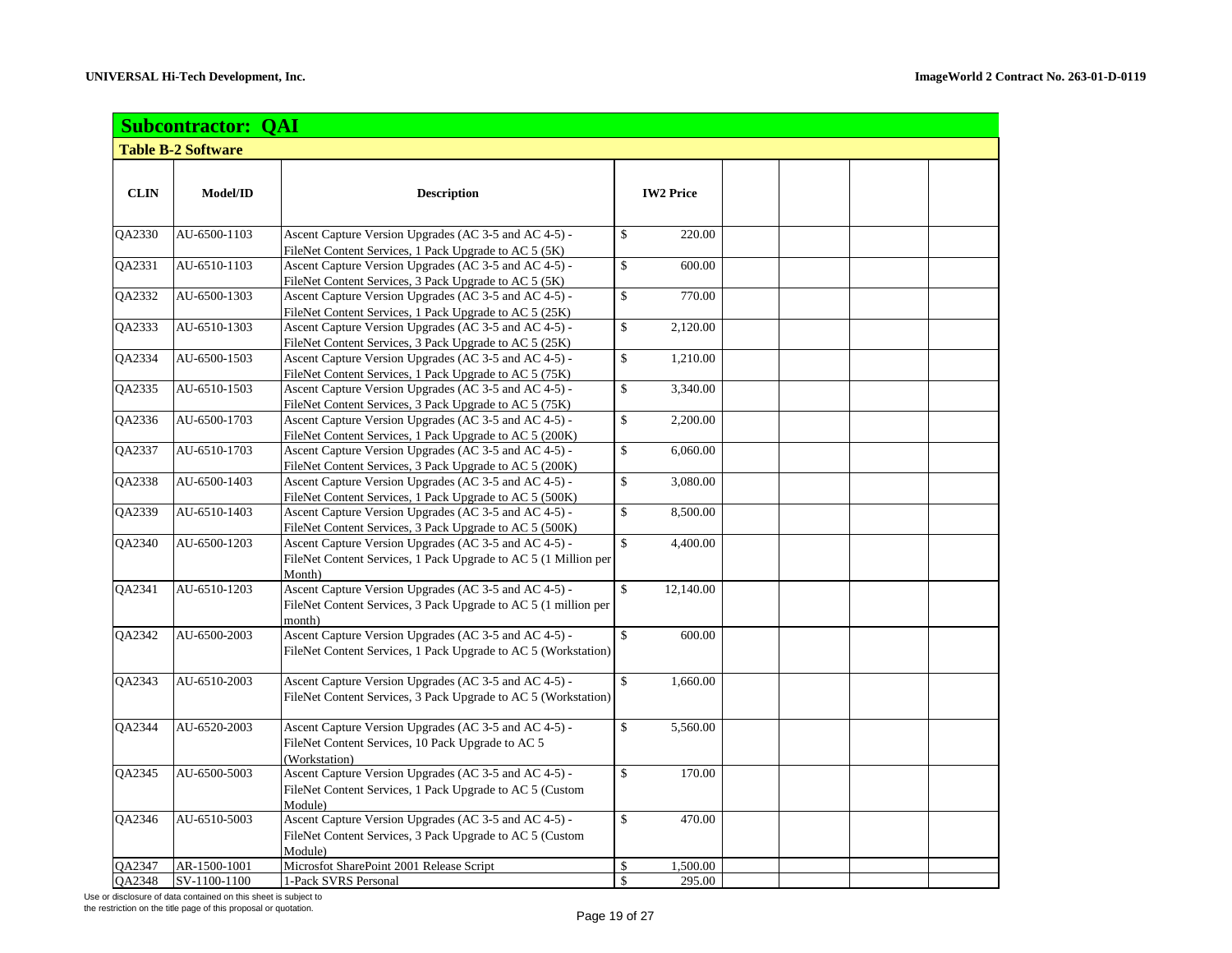## Subcontractor: QAI

### Table B-2 Software

| CLIN | Model/ID | Description | IW2 Price | | | | |
|---|---|---|---|---|---|---|---|
| QA2330 | AU-6500-1103 | Ascent Capture Version Upgrades (AC 3-5 and AC 4-5) - FileNet Content Services, 1 Pack Upgrade to AC 5 (5K) | $ 220.00 | | | | |
| QA2331 | AU-6510-1103 | Ascent Capture Version Upgrades (AC 3-5 and AC 4-5) - FileNet Content Services, 3 Pack Upgrade to AC 5 (5K) | $ 600.00 | | | | |
| QA2332 | AU-6500-1303 | Ascent Capture Version Upgrades (AC 3-5 and AC 4-5) - FileNet Content Services, 1 Pack Upgrade to AC 5 (25K) | $ 770.00 | | | | |
| QA2333 | AU-6510-1303 | Ascent Capture Version Upgrades (AC 3-5 and AC 4-5) - FileNet Content Services, 3 Pack Upgrade to AC 5 (25K) | $ 2,120.00 | | | | |
| QA2334 | AU-6500-1503 | Ascent Capture Version Upgrades (AC 3-5 and AC 4-5) - FileNet Content Services, 1 Pack Upgrade to AC 5 (75K) | $ 1,210.00 | | | | |
| QA2335 | AU-6510-1503 | Ascent Capture Version Upgrades (AC 3-5 and AC 4-5) - FileNet Content Services, 3 Pack Upgrade to AC 5 (75K) | $ 3,340.00 | | | | |
| QA2336 | AU-6500-1703 | Ascent Capture Version Upgrades (AC 3-5 and AC 4-5) - FileNet Content Services, 1 Pack Upgrade to AC 5 (200K) | $ 2,200.00 | | | | |
| QA2337 | AU-6510-1703 | Ascent Capture Version Upgrades (AC 3-5 and AC 4-5) - FileNet Content Services, 3 Pack Upgrade to AC 5 (200K) | $ 6,060.00 | | | | |
| QA2338 | AU-6500-1403 | Ascent Capture Version Upgrades (AC 3-5 and AC 4-5) - FileNet Content Services, 1 Pack Upgrade to AC 5 (500K) | $ 3,080.00 | | | | |
| QA2339 | AU-6510-1403 | Ascent Capture Version Upgrades (AC 3-5 and AC 4-5) - FileNet Content Services, 3 Pack Upgrade to AC 5 (500K) | $ 8,500.00 | | | | |
| QA2340 | AU-6500-1203 | Ascent Capture Version Upgrades (AC 3-5 and AC 4-5) - FileNet Content Services, 1 Pack Upgrade to AC 5 (1 Million per Month) | $ 4,400.00 | | | | |
| QA2341 | AU-6510-1203 | Ascent Capture Version Upgrades (AC 3-5 and AC 4-5) - FileNet Content Services, 3 Pack Upgrade to AC 5 (1 million per month) | $ 12,140.00 | | | | |
| QA2342 | AU-6500-2003 | Ascent Capture Version Upgrades (AC 3-5 and AC 4-5) - FileNet Content Services, 1 Pack Upgrade to AC 5 (Workstation) | $ 600.00 | | | | |
| QA2343 | AU-6510-2003 | Ascent Capture Version Upgrades (AC 3-5 and AC 4-5) - FileNet Content Services, 3 Pack Upgrade to AC 5 (Workstation) | $ 1,660.00 | | | | |
| QA2344 | AU-6520-2003 | Ascent Capture Version Upgrades (AC 3-5 and AC 4-5) - FileNet Content Services, 10 Pack Upgrade to AC 5 (Workstation) | $ 5,560.00 | | | | |
| QA2345 | AU-6500-5003 | Ascent Capture Version Upgrades (AC 3-5 and AC 4-5) - FileNet Content Services, 1 Pack Upgrade to AC 5 (Custom Module) | $ 170.00 | | | | |
| QA2346 | AU-6510-5003 | Ascent Capture Version Upgrades (AC 3-5 and AC 4-5) - FileNet Content Services, 3 Pack Upgrade to AC 5 (Custom Module) | $ 470.00 | | | | |
| QA2347 | AR-1500-1001 | Microsfot SharePoint 2001 Release Script | $ 1,500.00 | | | | |
| QA2348 | SV-1100-1100 | 1-Pack SVRS Personal | $ 295.00 | | | | |

Use or disclosure of data contained on this sheet is subject to the restriction on the title page of this proposal or quotation.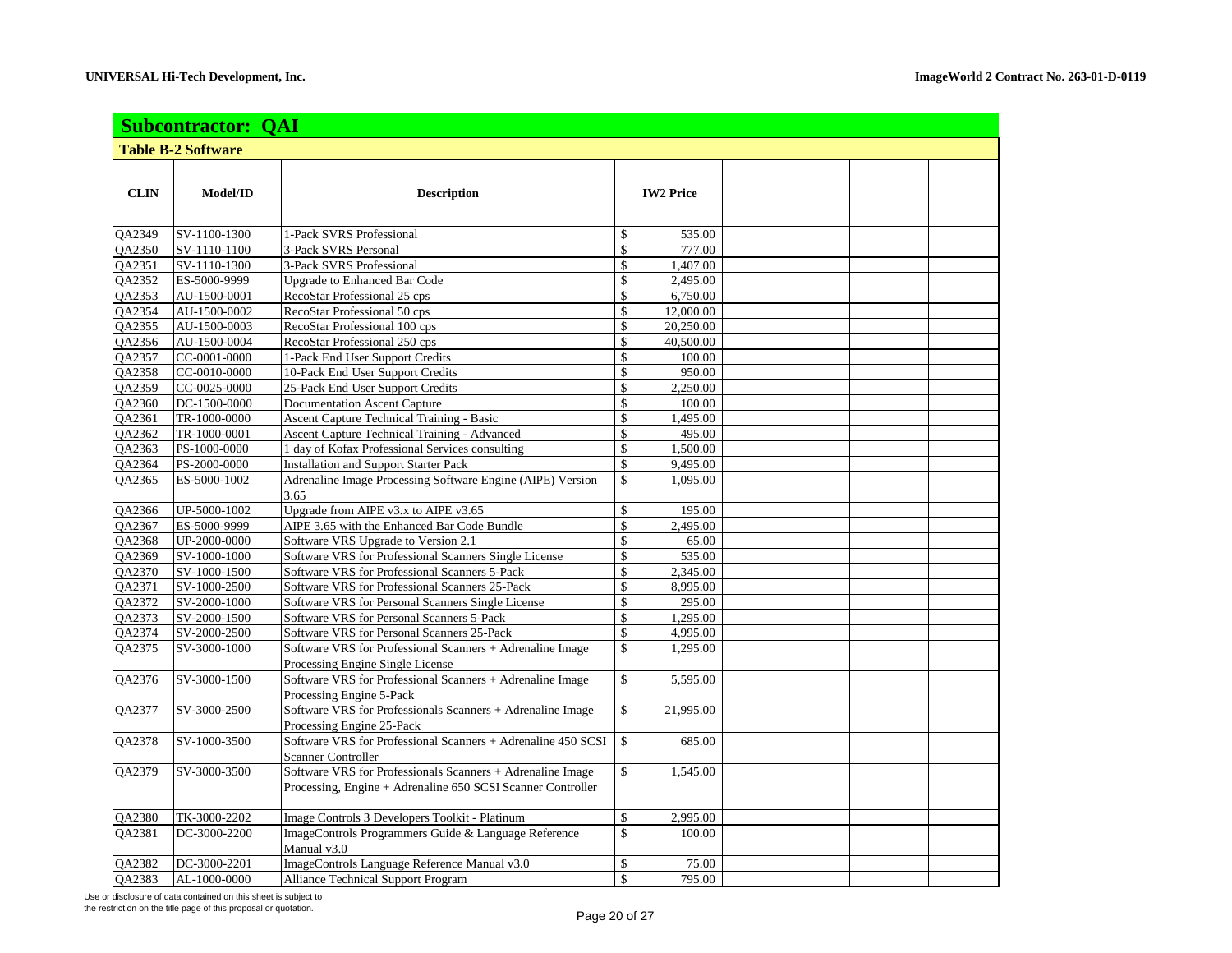## Subcontractor: QAI

### Table B-2 Software

| CLIN | Model/ID | Description | IW2 Price | | | | |
|---|---|---|---|---|---|---|---|
| QA2349 | SV-1100-1300 | 1-Pack SVRS Professional | $ 535.00 | | | | |
| QA2350 | SV-1110-1100 | 3-Pack SVRS Personal | $ 777.00 | | | | |
| QA2351 | SV-1110-1300 | 3-Pack SVRS Professional | $ 1,407.00 | | | | |
| QA2352 | ES-5000-9999 | Upgrade to Enhanced Bar Code | $ 2,495.00 | | | | |
| QA2353 | AU-1500-0001 | RecoStar Professional 25 cps | $ 6,750.00 | | | | |
| QA2354 | AU-1500-0002 | RecoStar Professional 50 cps | $ 12,000.00 | | | | |
| QA2355 | AU-1500-0003 | RecoStar Professional 100 cps | $ 20,250.00 | | | | |
| QA2356 | AU-1500-0004 | RecoStar Professional 250 cps | $ 40,500.00 | | | | |
| QA2357 | CC-0001-0000 | 1-Pack End User Support Credits | $ 100.00 | | | | |
| QA2358 | CC-0010-0000 | 10-Pack End User Support Credits | $ 950.00 | | | | |
| QA2359 | CC-0025-0000 | 25-Pack End User Support Credits | $ 2,250.00 | | | | |
| QA2360 | DC-1500-0000 | Documentation Ascent Capture | $ 100.00 | | | | |
| QA2361 | TR-1000-0000 | Ascent Capture Technical Training - Basic | $ 1,495.00 | | | | |
| QA2362 | TR-1000-0001 | Ascent Capture Technical Training - Advanced | $ 495.00 | | | | |
| QA2363 | PS-1000-0000 | 1 day of Kofax Professional Services consulting | $ 1,500.00 | | | | |
| QA2364 | PS-2000-0000 | Installation and Support Starter Pack | $ 9,495.00 | | | | |
| QA2365 | ES-5000-1002 | Adrenaline Image Processing Software Engine (AIPE) Version 3.65 | $ 1,095.00 | | | | |
| QA2366 | UP-5000-1002 | Upgrade from AIPE v3.x to AIPE v3.65 | $ 195.00 | | | | |
| QA2367 | ES-5000-9999 | AIPE 3.65 with the Enhanced Bar Code Bundle | $ 2,495.00 | | | | |
| QA2368 | UP-2000-0000 | Software VRS Upgrade to Version 2.1 | $ 65.00 | | | | |
| QA2369 | SV-1000-1000 | Software VRS for Professional Scanners Single License | $ 535.00 | | | | |
| QA2370 | SV-1000-1500 | Software VRS for Professional Scanners 5-Pack | $ 2,345.00 | | | | |
| QA2371 | SV-1000-2500 | Software VRS for Professional Scanners 25-Pack | $ 8,995.00 | | | | |
| QA2372 | SV-2000-1000 | Software VRS for Personal Scanners Single License | $ 295.00 | | | | |
| QA2373 | SV-2000-1500 | Software VRS for Personal Scanners 5-Pack | $ 1,295.00 | | | | |
| QA2374 | SV-2000-2500 | Software VRS for Personal Scanners 25-Pack | $ 4,995.00 | | | | |
| QA2375 | SV-3000-1000 | Software VRS for Professional Scanners + Adrenaline Image Processing Engine Single License | $ 1,295.00 | | | | |
| QA2376 | SV-3000-1500 | Software VRS for Professional Scanners + Adrenaline Image Processing Engine 5-Pack | $ 5,595.00 | | | | |
| QA2377 | SV-3000-2500 | Software VRS for Professionals Scanners + Adrenaline Image Processing Engine 25-Pack | $ 21,995.00 | | | | |
| QA2378 | SV-1000-3500 | Software VRS for Professional Scanners + Adrenaline 450 SCSI Scanner Controller | $ 685.00 | | | | |
| QA2379 | SV-3000-3500 | Software VRS for Professionals Scanners + Adrenaline Image Processing, Engine + Adrenaline 650 SCSI Scanner Controller | $ 1,545.00 | | | | |
| QA2380 | TK-3000-2202 | Image Controls 3 Developers Toolkit - Platinum | $ 2,995.00 | | | | |
| QA2381 | DC-3000-2200 | ImageControls Programmers Guide & Language Reference Manual v3.0 | $ 100.00 | | | | |
| QA2382 | DC-3000-2201 | ImageControls Language Reference Manual v3.0 | $ 75.00 | | | | |
| QA2383 | AL-1000-0000 | Alliance Technical Support Program | $ 795.00 | | | | |

Use or disclosure of data contained on this sheet is subject to the restriction on the title page of this proposal or quotation.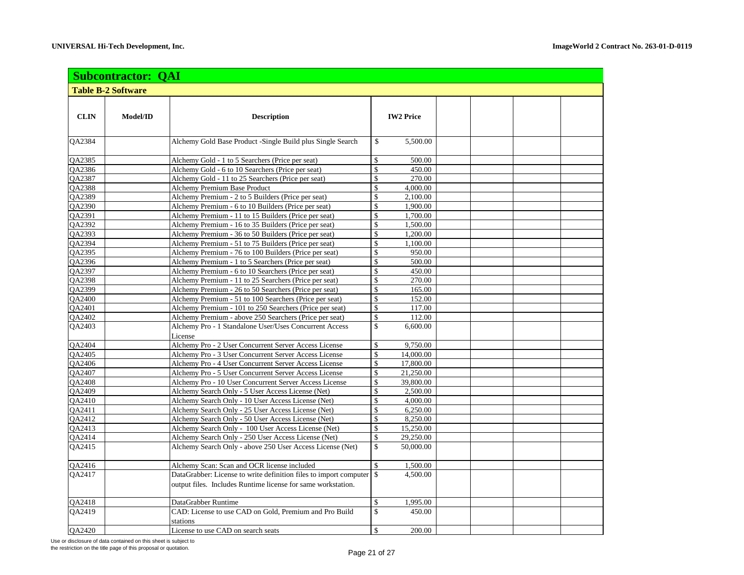## Subcontractor: QAI

### Table B-2 Software

| CLIN | Model/ID | Description | IW2 Price | | | | |
|---|---|---|---|---|---|---|---|
| QA2384 | | Alchemy Gold Base Product -Single Build plus Single Search | $ 5,500.00 | | | | |
| QA2385 | | Alchemy Gold - 1 to 5 Searchers (Price per seat) | $ 500.00 | | | | |
| QA2386 | | Alchemy Gold - 6 to 10 Searchers (Price per seat) | $ 450.00 | | | | |
| QA2387 | | Alchemy Gold - 11 to 25 Searchers (Price per seat) | $ 270.00 | | | | |
| QA2388 | | Alchemy Premium Base Product | $ 4,000.00 | | | | |
| QA2389 | | Alchemy Premium - 2 to 5 Builders (Price per seat) | $ 2,100.00 | | | | |
| QA2390 | | Alchemy Premium - 6 to 10 Builders (Price per seat) | $ 1,900.00 | | | | |
| QA2391 | | Alchemy Premium - 11 to 15 Builders (Price per seat) | $ 1,700.00 | | | | |
| QA2392 | | Alchemy Premium - 16 to 35 Builders (Price per seat) | $ 1,500.00 | | | | |
| QA2393 | | Alchemy Premium - 36 to 50 Builders (Price per seat) | $ 1,200.00 | | | | |
| QA2394 | | Alchemy Premium - 51 to 75 Builders (Price per seat) | $ 1,100.00 | | | | |
| QA2395 | | Alchemy Premium - 76 to 100 Builders (Price per seat) | $ 950.00 | | | | |
| QA2396 | | Alchemy Premium - 1 to 5 Searchers (Price per seat) | $ 500.00 | | | | |
| QA2397 | | Alchemy Premium - 6 to 10 Searchers (Price per seat) | $ 450.00 | | | | |
| QA2398 | | Alchemy Premium - 11 to 25 Searchers (Price per seat) | $ 270.00 | | | | |
| QA2399 | | Alchemy Premium - 26 to 50 Searchers (Price per seat) | $ 165.00 | | | | |
| QA2400 | | Alchemy Premium - 51 to 100 Searchers (Price per seat) | $ 152.00 | | | | |
| QA2401 | | Alchemy Premium - 101 to 250 Searchers (Price per seat) | $ 117.00 | | | | |
| QA2402 | | Alchemy Premium - above 250 Searchers (Price per seat) | $ 112.00 | | | | |
| QA2403 | | Alchemy Pro - 1 Standalone User/Uses Concurrent Access License | $ 6,600.00 | | | | |
| QA2404 | | Alchemy Pro - 2 User Concurrent Server Access License | $ 9,750.00 | | | | |
| QA2405 | | Alchemy Pro - 3 User Concurrent Server Access License | $ 14,000.00 | | | | |
| QA2406 | | Alchemy Pro - 4 User Concurrent Server Access License | $ 17,800.00 | | | | |
| QA2407 | | Alchemy Pro - 5 User Concurrent Server Access License | $ 21,250.00 | | | | |
| QA2408 | | Alchemy Pro - 10 User Concurrent Server Access License | $ 39,800.00 | | | | |
| QA2409 | | Alchemy Search Only - 5 User Access License (Net) | $ 2,500.00 | | | | |
| QA2410 | | Alchemy Search Only - 10 User Access License (Net) | $ 4,000.00 | | | | |
| QA2411 | | Alchemy Search Only - 25 User Access License (Net) | $ 6,250.00 | | | | |
| QA2412 | | Alchemy Search Only - 50 User Access License (Net) | $ 8,250.00 | | | | |
| QA2413 | | Alchemy Search Only - 100 User Access License (Net) | $ 15,250.00 | | | | |
| QA2414 | | Alchemy Search Only - 250 User Access License (Net) | $ 29,250.00 | | | | |
| QA2415 | | Alchemy Search Only - above 250 User Access License (Net) | $ 50,000.00 | | | | |
| QA2416 | | Alchemy Scan: Scan and OCR license included | $ 1,500.00 | | | | |
| QA2417 | | DataGrabber: License to write definition files to import computer output files. Includes Runtime license for same workstation. | $ 4,500.00 | | | | |
| QA2418 | | DataGrabber Runtime | $ 1,995.00 | | | | |
| QA2419 | | CAD: License to use CAD on Gold, Premium and Pro Build stations | $ 450.00 | | | | |
| QA2420 | | License to use CAD on search seats | $ 200.00 | | | | |

Use or disclosure of data contained on this sheet is subject to the restriction on the title page of this proposal or quotation.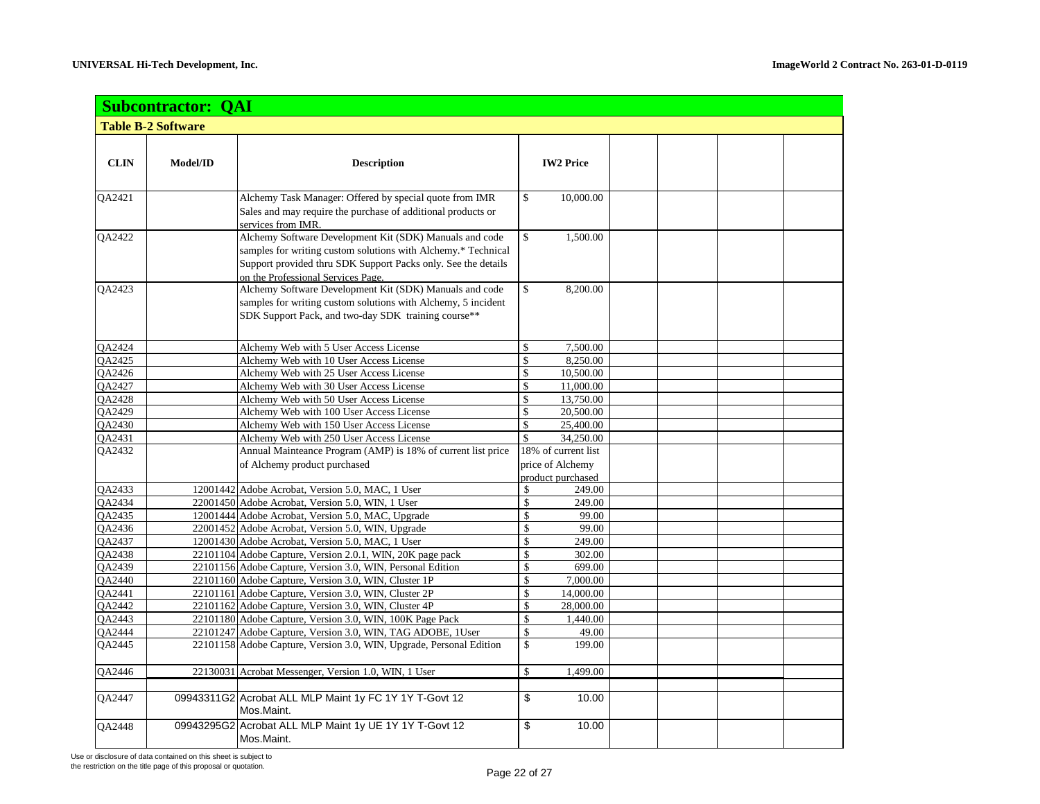## Subcontractor: QAI

### Table B-2 Software

| CLIN | Model/ID | Description | IW2 Price | | | | |
|---|---|---|---|---|---|---|---|
| QA2421 | | Alchemy Task Manager: Offered by special quote from IMR Sales and may require the purchase of additional products or services from IMR. | $ 10,000.00 | | | | |
| QA2422 | | Alchemy Software Development Kit (SDK) Manuals and code samples for writing custom solutions with Alchemy.* Technical Support provided thru SDK Support Packs only. See the details on the Professional Services Page. | $ 1,500.00 | | | | |
| QA2423 | | Alchemy Software Development Kit (SDK) Manuals and code samples for writing custom solutions with Alchemy, 5 incident SDK Support Pack, and two-day SDK training course** | $ 8,200.00 | | | | |
| QA2424 | | Alchemy Web with 5 User Access License | $ 7,500.00 | | | | |
| QA2425 | | Alchemy Web with 10 User Access License | $ 8,250.00 | | | | |
| QA2426 | | Alchemy Web with 25 User Access License | $ 10,500.00 | | | | |
| QA2427 | | Alchemy Web with 30 User Access License | $ 11,000.00 | | | | |
| QA2428 | | Alchemy Web with 50 User Access License | $ 13,750.00 | | | | |
| QA2429 | | Alchemy Web with 100 User Access License | $ 20,500.00 | | | | |
| QA2430 | | Alchemy Web with 150 User Access License | $ 25,400.00 | | | | |
| QA2431 | | Alchemy Web with 250 User Access License | $ 34,250.00 | | | | |
| QA2432 | | Annual Mainteance Program (AMP) is 18% of current list price of Alchemy product purchased | 18% of current list price of Alchemy product purchased | | | | |
| QA2433 | 12001442 | Adobe Acrobat, Version 5.0, MAC, 1 User | $ 249.00 | | | | |
| QA2434 | 22001450 | Adobe Acrobat, Version 5.0, WIN, 1 User | $ 249.00 | | | | |
| QA2435 | 12001444 | Adobe Acrobat, Version 5.0, MAC, Upgrade | $ 99.00 | | | | |
| QA2436 | 22001452 | Adobe Acrobat, Version 5.0, WIN, Upgrade | $ 99.00 | | | | |
| QA2437 | 12001430 | Adobe Acrobat, Version 5.0, MAC, 1 User | $ 249.00 | | | | |
| QA2438 | 22101104 | Adobe Capture, Version 2.0.1, WIN, 20K page pack | $ 302.00 | | | | |
| QA2439 | 22101156 | Adobe Capture, Version 3.0, WIN, Personal Edition | $ 699.00 | | | | |
| QA2440 | 22101160 | Adobe Capture, Version 3.0, WIN, Cluster 1P | $ 7,000.00 | | | | |
| QA2441 | 22101161 | Adobe Capture, Version 3.0, WIN, Cluster 2P | $ 14,000.00 | | | | |
| QA2442 | 22101162 | Adobe Capture, Version 3.0, WIN, Cluster 4P | $ 28,000.00 | | | | |
| QA2443 | 22101180 | Adobe Capture, Version 3.0, WIN, 100K Page Pack | $ 1,440.00 | | | | |
| QA2444 | 22101247 | Adobe Capture, Version 3.0, WIN, TAG ADOBE, 1User | $ 49.00 | | | | |
| QA2445 | 22101158 | Adobe Capture, Version 3.0, WIN, Upgrade, Personal Edition | $ 199.00 | | | | |
| QA2446 | 22130031 | Acrobat Messenger, Version 1.0, WIN, 1 User | $ 1,499.00 | | | | |
| | | | | | | | |
| QA2447 | 09943311G2 | Acrobat ALL MLP Maint 1y FC 1Y 1Y T-Govt 12 Mos.Maint. | $ 10.00 | | | | |
| QA2448 | 09943295G2 | Acrobat ALL MLP Maint 1y UE 1Y 1Y T-Govt 12 Mos.Maint. | $ 10.00 | | | | |

Use or disclosure of data contained on this sheet is subject to the restriction on the title page of this proposal or quotation.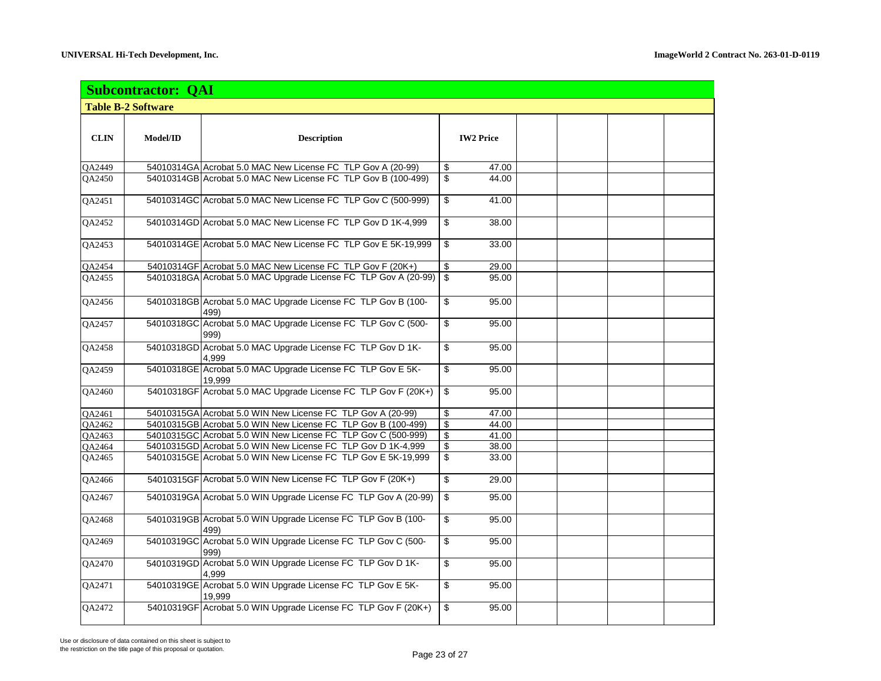## Subcontractor: QAI

### Table B-2 Software

| CLIN | Model/ID | Description | IW2 Price | | | | |
|---|---|---|---|---|---|---|---|
| QA2449 | 54010314GA | Acrobat 5.0 MAC New License FC TLP Gov A (20-99) | $ 47.00 | | | | |
| QA2450 | 54010314GB | Acrobat 5.0 MAC New License FC TLP Gov B (100-499) | $ 44.00 | | | | |
| QA2451 | 54010314GC | Acrobat 5.0 MAC New License FC TLP Gov C (500-999) | $ 41.00 | | | | |
| QA2452 | 54010314GD | Acrobat 5.0 MAC New License FC TLP Gov D 1K-4,999 | $ 38.00 | | | | |
| QA2453 | 54010314GE | Acrobat 5.0 MAC New License FC TLP Gov E 5K-19,999 | $ 33.00 | | | | |
| QA2454 | 54010314GF | Acrobat 5.0 MAC New License FC TLP Gov F (20K+) | $ 29.00 | | | | |
| QA2455 | 54010318GA | Acrobat 5.0 MAC Upgrade License FC TLP Gov A (20-99) | $ 95.00 | | | | |
| QA2456 | 54010318GB | Acrobat 5.0 MAC Upgrade License FC TLP Gov B (100-499) | $ 95.00 | | | | |
| QA2457 | 54010318GC | Acrobat 5.0 MAC Upgrade License FC TLP Gov C (500-999) | $ 95.00 | | | | |
| QA2458 | 54010318GD | Acrobat 5.0 MAC Upgrade License FC TLP Gov D 1K-4,999 | $ 95.00 | | | | |
| QA2459 | 54010318GE | Acrobat 5.0 MAC Upgrade License FC TLP Gov E 5K-19,999 | $ 95.00 | | | | |
| QA2460 | 54010318GF | Acrobat 5.0 MAC Upgrade License FC TLP Gov F (20K+) | $ 95.00 | | | | |
| QA2461 | 54010315GA | Acrobat 5.0 WIN New License FC TLP Gov A (20-99) | $ 47.00 | | | | |
| QA2462 | 54010315GB | Acrobat 5.0 WIN New License FC TLP Gov B (100-499) | $ 44.00 | | | | |
| QA2463 | 54010315GC | Acrobat 5.0 WIN New License FC TLP Gov C (500-999) | $ 41.00 | | | | |
| QA2464 | 54010315GD | Acrobat 5.0 WIN New License FC TLP Gov D 1K-4,999 | $ 38.00 | | | | |
| QA2465 | 54010315GE | Acrobat 5.0 WIN New License FC TLP Gov E 5K-19,999 | $ 33.00 | | | | |
| QA2466 | 54010315GF | Acrobat 5.0 WIN New License FC TLP Gov F (20K+) | $ 29.00 | | | | |
| QA2467 | 54010319GA | Acrobat 5.0 WIN Upgrade License FC TLP Gov A (20-99) | $ 95.00 | | | | |
| QA2468 | 54010319GB | Acrobat 5.0 WIN Upgrade License FC TLP Gov B (100-499) | $ 95.00 | | | | |
| QA2469 | 54010319GC | Acrobat 5.0 WIN Upgrade License FC TLP Gov C (500-999) | $ 95.00 | | | | |
| QA2470 | 54010319GD | Acrobat 5.0 WIN Upgrade License FC TLP Gov D 1K-4,999 | $ 95.00 | | | | |
| QA2471 | 54010319GE | Acrobat 5.0 WIN Upgrade License FC TLP Gov E 5K-19,999 | $ 95.00 | | | | |
| QA2472 | 54010319GF | Acrobat 5.0 WIN Upgrade License FC TLP Gov F (20K+) | $ 95.00 | | | | |

Use or disclosure of data contained on this sheet is subject to the restriction on the title page of this proposal or quotation.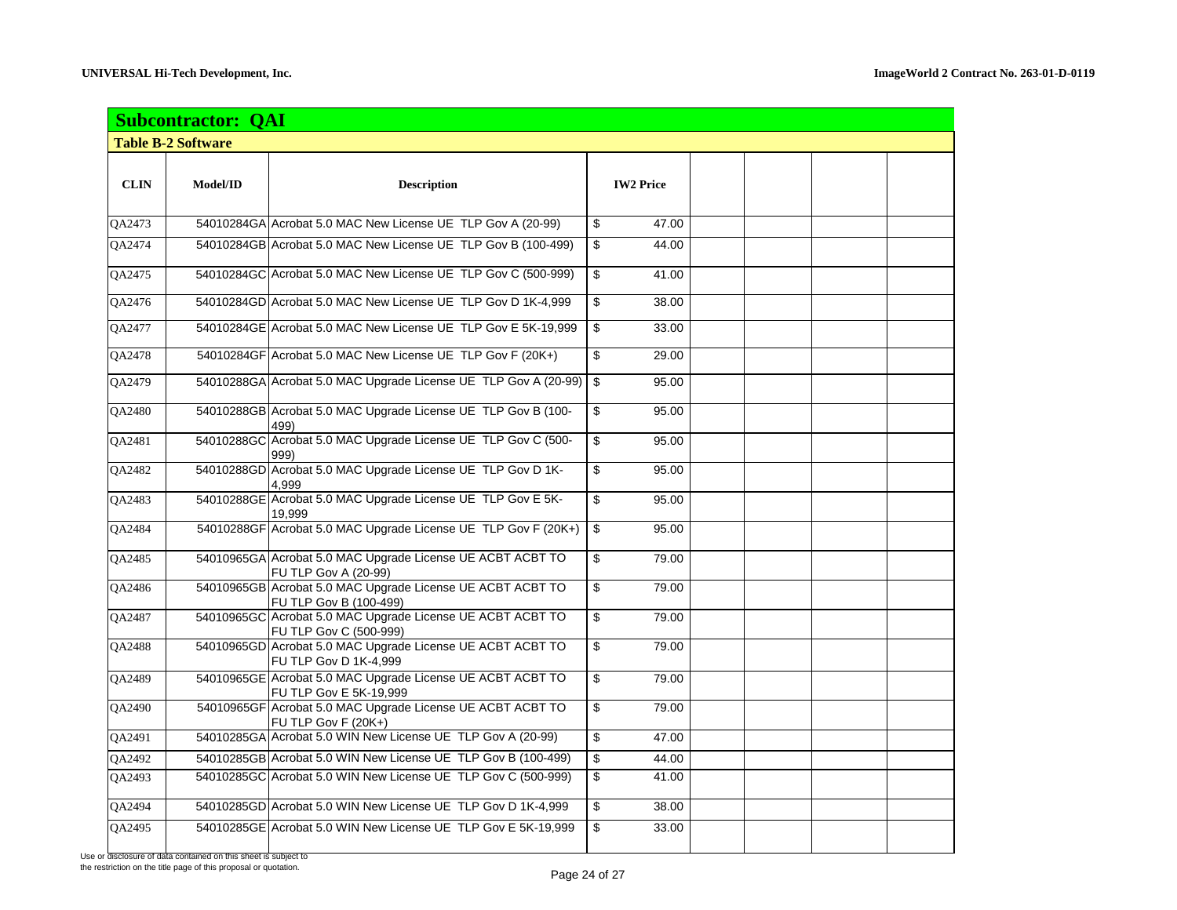## Subcontractor: QAI

### Table B-2 Software

| CLIN | Model/ID | Description | IW2 Price | | | | |
|---|---|---|---|---|---|---|---|
| QA2473 | 54010284GA | Acrobat 5.0 MAC New License UE TLP Gov A (20-99) | $ 47.00 | | | | |
| QA2474 | 54010284GB | Acrobat 5.0 MAC New License UE TLP Gov B (100-499) | $ 44.00 | | | | |
| QA2475 | 54010284GC | Acrobat 5.0 MAC New License UE TLP Gov C (500-999) | $ 41.00 | | | | |
| QA2476 | 54010284GD | Acrobat 5.0 MAC New License UE TLP Gov D 1K-4,999 | $ 38.00 | | | | |
| QA2477 | 54010284GE | Acrobat 5.0 MAC New License UE TLP Gov E 5K-19,999 | $ 33.00 | | | | |
| QA2478 | 54010284GF | Acrobat 5.0 MAC New License UE TLP Gov F (20K+) | $ 29.00 | | | | |
| QA2479 | 54010288GA | Acrobat 5.0 MAC Upgrade License UE TLP Gov A (20-99) | $ 95.00 | | | | |
| QA2480 | 54010288GB | Acrobat 5.0 MAC Upgrade License UE TLP Gov B (100-499) | $ 95.00 | | | | |
| QA2481 | 54010288GC | Acrobat 5.0 MAC Upgrade License UE TLP Gov C (500-999) | $ 95.00 | | | | |
| QA2482 | 54010288GD | Acrobat 5.0 MAC Upgrade License UE TLP Gov D 1K-4,999 | $ 95.00 | | | | |
| QA2483 | 54010288GE | Acrobat 5.0 MAC Upgrade License UE TLP Gov E 5K-19,999 | $ 95.00 | | | | |
| QA2484 | 54010288GF | Acrobat 5.0 MAC Upgrade License UE TLP Gov F (20K+) | $ 95.00 | | | | |
| QA2485 | 54010965GA | Acrobat 5.0 MAC Upgrade License UE ACBT ACBT TO FU TLP Gov A (20-99) | $ 79.00 | | | | |
| QA2486 | 54010965GB | Acrobat 5.0 MAC Upgrade License UE ACBT ACBT TO FU TLP Gov B (100-499) | $ 79.00 | | | | |
| QA2487 | 54010965GC | Acrobat 5.0 MAC Upgrade License UE ACBT ACBT TO FU TLP Gov C (500-999) | $ 79.00 | | | | |
| QA2488 | 54010965GD | Acrobat 5.0 MAC Upgrade License UE ACBT ACBT TO FU TLP Gov D 1K-4,999 | $ 79.00 | | | | |
| QA2489 | 54010965GE | Acrobat 5.0 MAC Upgrade License UE ACBT ACBT TO FU TLP Gov E 5K-19,999 | $ 79.00 | | | | |
| QA2490 | 54010965GF | Acrobat 5.0 MAC Upgrade License UE ACBT ACBT TO FU TLP Gov F (20K+) | $ 79.00 | | | | |
| QA2491 | 54010285GA | Acrobat 5.0 WIN New License UE TLP Gov A (20-99) | $ 47.00 | | | | |
| QA2492 | 54010285GB | Acrobat 5.0 WIN New License UE TLP Gov B (100-499) | $ 44.00 | | | | |
| QA2493 | 54010285GC | Acrobat 5.0 WIN New License UE TLP Gov C (500-999) | $ 41.00 | | | | |
| QA2494 | 54010285GD | Acrobat 5.0 WIN New License UE TLP Gov D 1K-4,999 | $ 38.00 | | | | |
| QA2495 | 54010285GE | Acrobat 5.0 WIN New License UE TLP Gov E 5K-19,999 | $ 33.00 | | | | |

Use or disclosure of data contained on this sheet is subject to the restriction on the title page of this proposal or quotation.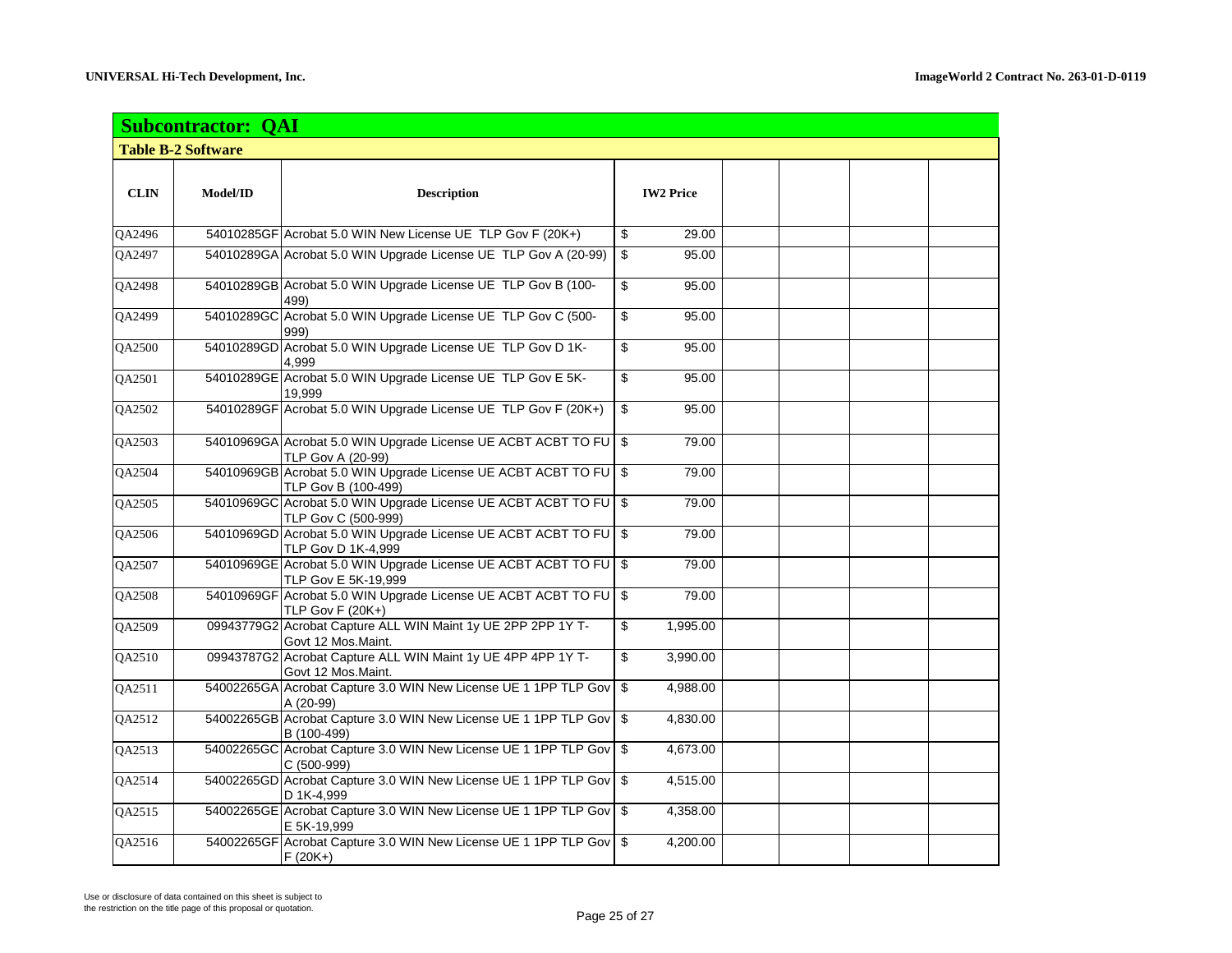## Subcontractor: QAI

### Table B-2 Software

| CLIN | Model/ID | Description | IW2 Price | | | | |
|---|---|---|---|---|---|---|---|
| QA2496 | 54010285GF | Acrobat 5.0 WIN New License UE TLP Gov F (20K+) | $ 29.00 | | | | |
| QA2497 | 54010289GA | Acrobat 5.0 WIN Upgrade License UE TLP Gov A (20-99) | $ 95.00 | | | | |
| QA2498 | 54010289GB | Acrobat 5.0 WIN Upgrade License UE TLP Gov B (100-499) | $ 95.00 | | | | |
| QA2499 | 54010289GC | Acrobat 5.0 WIN Upgrade License UE TLP Gov C (500-999) | $ 95.00 | | | | |
| QA2500 | 54010289GD | Acrobat 5.0 WIN Upgrade License UE TLP Gov D 1K-4,999 | $ 95.00 | | | | |
| QA2501 | 54010289GE | Acrobat 5.0 WIN Upgrade License UE TLP Gov E 5K-19,999 | $ 95.00 | | | | |
| QA2502 | 54010289GF | Acrobat 5.0 WIN Upgrade License UE TLP Gov F (20K+) | $ 95.00 | | | | |
| QA2503 | 54010969GA | Acrobat 5.0 WIN Upgrade License UE ACBT ACBT TO FU TLP Gov A (20-99) | $ 79.00 | | | | |
| QA2504 | 54010969GB | Acrobat 5.0 WIN Upgrade License UE ACBT ACBT TO FU TLP Gov B (100-499) | $ 79.00 | | | | |
| QA2505 | 54010969GC | Acrobat 5.0 WIN Upgrade License UE ACBT ACBT TO FU TLP Gov C (500-999) | $ 79.00 | | | | |
| QA2506 | 54010969GD | Acrobat 5.0 WIN Upgrade License UE ACBT ACBT TO FU TLP Gov D 1K-4,999 | $ 79.00 | | | | |
| QA2507 | 54010969GE | Acrobat 5.0 WIN Upgrade License UE ACBT ACBT TO FU TLP Gov E 5K-19,999 | $ 79.00 | | | | |
| QA2508 | 54010969GF | Acrobat 5.0 WIN Upgrade License UE ACBT ACBT TO FU TLP Gov F (20K+) | $ 79.00 | | | | |
| QA2509 | 09943779G2 | Acrobat Capture ALL WIN Maint 1y UE 2PP 2PP 1Y T-Govt 12 Mos.Maint. | $ 1,995.00 | | | | |
| QA2510 | 09943787G2 | Acrobat Capture ALL WIN Maint 1y UE 4PP 4PP 1Y T-Govt 12 Mos.Maint. | $ 3,990.00 | | | | |
| QA2511 | 54002265GA | Acrobat Capture 3.0 WIN New License UE 1 1PP TLP Gov A (20-99) | $ 4,988.00 | | | | |
| QA2512 | 54002265GB | Acrobat Capture 3.0 WIN New License UE 1 1PP TLP Gov B (100-499) | $ 4,830.00 | | | | |
| QA2513 | 54002265GC | Acrobat Capture 3.0 WIN New License UE 1 1PP TLP Gov C (500-999) | $ 4,673.00 | | | | |
| QA2514 | 54002265GD | Acrobat Capture 3.0 WIN New License UE 1 1PP TLP Gov D 1K-4,999 | $ 4,515.00 | | | | |
| QA2515 | 54002265GE | Acrobat Capture 3.0 WIN New License UE 1 1PP TLP Gov E 5K-19,999 | $ 4,358.00 | | | | |
| QA2516 | 54002265GF | Acrobat Capture 3.0 WIN New License UE 1 1PP TLP Gov F (20K+) | $ 4,200.00 | | | | |

Use or disclosure of data contained on this sheet is subject to the restriction on the title page of this proposal or quotation.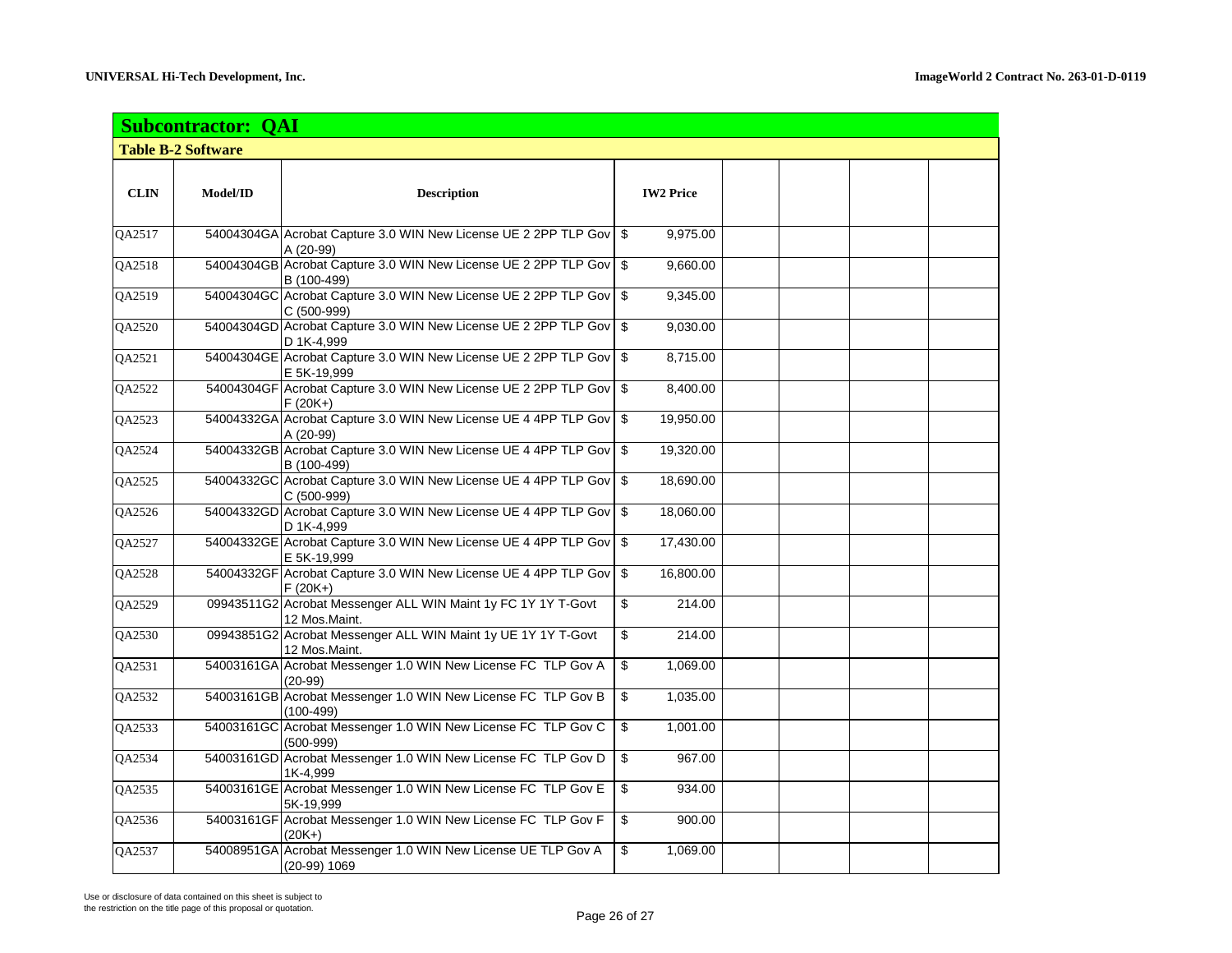## Subcontractor: QAI

### Table B-2 Software

| CLIN | Model/ID | Description | IW2 Price | | | | |
|---|---|---|---|---|---|---|---|
| QA2517 | 54004304GA | Acrobat Capture 3.0 WIN New License UE 2 2PP TLP Gov A (20-99) | $ 9,975.00 | | | | |
| QA2518 | 54004304GB | Acrobat Capture 3.0 WIN New License UE 2 2PP TLP Gov B (100-499) | $ 9,660.00 | | | | |
| QA2519 | 54004304GC | Acrobat Capture 3.0 WIN New License UE 2 2PP TLP Gov C (500-999) | $ 9,345.00 | | | | |
| QA2520 | 54004304GD | Acrobat Capture 3.0 WIN New License UE 2 2PP TLP Gov D 1K-4,999 | $ 9,030.00 | | | | |
| QA2521 | 54004304GE | Acrobat Capture 3.0 WIN New License UE 2 2PP TLP Gov E 5K-19,999 | $ 8,715.00 | | | | |
| QA2522 | 54004304GF | Acrobat Capture 3.0 WIN New License UE 2 2PP TLP Gov F (20K+) | $ 8,400.00 | | | | |
| QA2523 | 54004332GA | Acrobat Capture 3.0 WIN New License UE 4 4PP TLP Gov A (20-99) | $ 19,950.00 | | | | |
| QA2524 | 54004332GB | Acrobat Capture 3.0 WIN New License UE 4 4PP TLP Gov B (100-499) | $ 19,320.00 | | | | |
| QA2525 | 54004332GC | Acrobat Capture 3.0 WIN New License UE 4 4PP TLP Gov C (500-999) | $ 18,690.00 | | | | |
| QA2526 | 54004332GD | Acrobat Capture 3.0 WIN New License UE 4 4PP TLP Gov D 1K-4,999 | $ 18,060.00 | | | | |
| QA2527 | 54004332GE | Acrobat Capture 3.0 WIN New License UE 4 4PP TLP Gov E 5K-19,999 | $ 17,430.00 | | | | |
| QA2528 | 54004332GF | Acrobat Capture 3.0 WIN New License UE 4 4PP TLP Gov F (20K+) | $ 16,800.00 | | | | |
| QA2529 | 09943511G2 | Acrobat Messenger ALL WIN Maint 1y FC 1Y 1Y T-Govt 12 Mos.Maint. | $ 214.00 | | | | |
| QA2530 | 09943851G2 | Acrobat Messenger ALL WIN Maint 1y UE 1Y 1Y T-Govt 12 Mos.Maint. | $ 214.00 | | | | |
| QA2531 | 54003161GA | Acrobat Messenger 1.0 WIN New License FC TLP Gov A (20-99) | $ 1,069.00 | | | | |
| QA2532 | 54003161GB | Acrobat Messenger 1.0 WIN New License FC TLP Gov B (100-499) | $ 1,035.00 | | | | |
| QA2533 | 54003161GC | Acrobat Messenger 1.0 WIN New License FC TLP Gov C (500-999) | $ 1,001.00 | | | | |
| QA2534 | 54003161GD | Acrobat Messenger 1.0 WIN New License FC TLP Gov D 1K-4,999 | $ 967.00 | | | | |
| QA2535 | 54003161GE | Acrobat Messenger 1.0 WIN New License FC TLP Gov E 5K-19,999 | $ 934.00 | | | | |
| QA2536 | 54003161GF | Acrobat Messenger 1.0 WIN New License FC TLP Gov F (20K+) | $ 900.00 | | | | |
| QA2537 | 54008951GA | Acrobat Messenger 1.0 WIN New License UE TLP Gov A (20-99) 1069 | $ 1,069.00 | | | | |

Use or disclosure of data contained on this sheet is subject to the restriction on the title page of this proposal or quotation.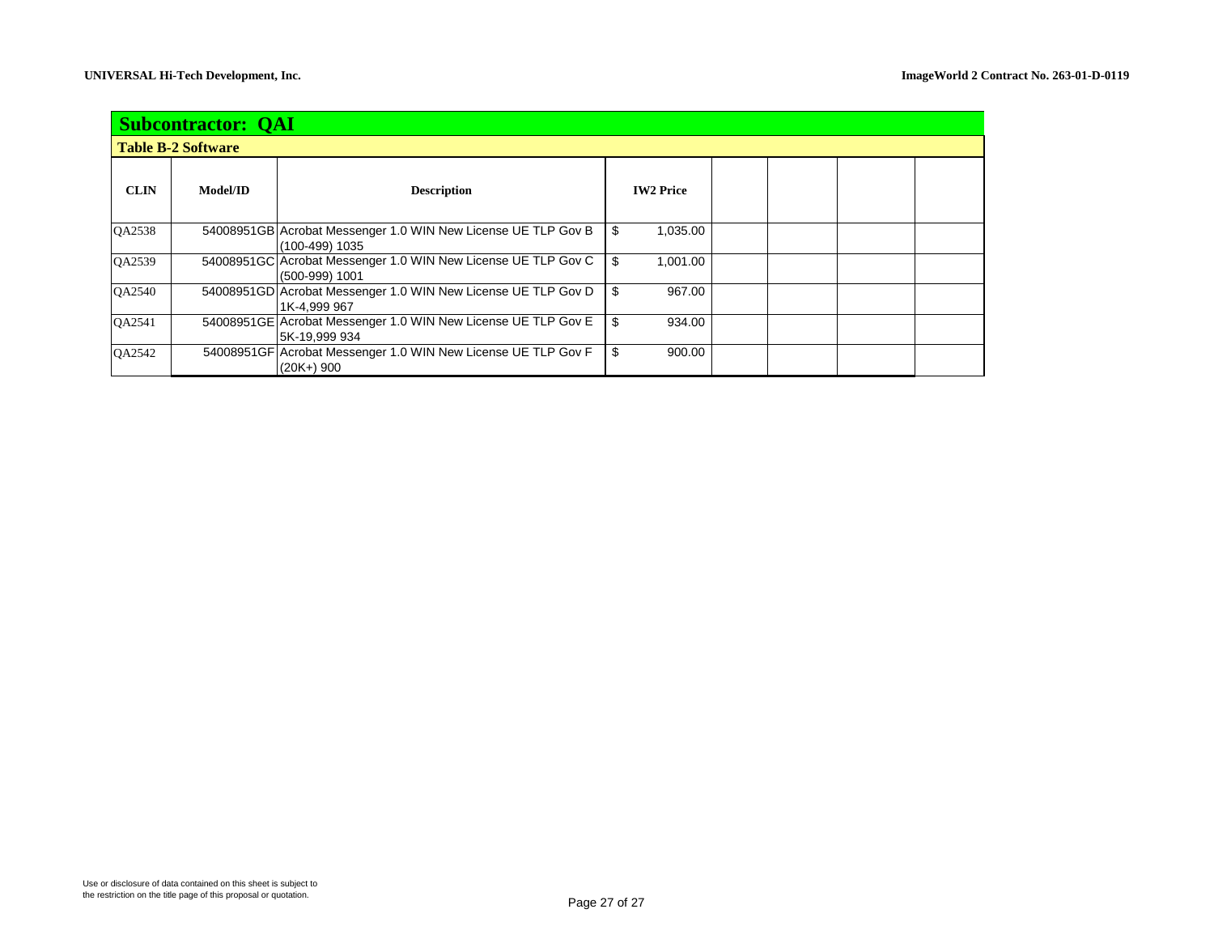## Subcontractor: QAI

### Table B-2 Software

| CLIN | Model/ID | Description | IW2 Price | | | | |
|---|---|---|---|---|---|---|---|
| QA2538 | 54008951GB | Acrobat Messenger 1.0 WIN New License UE TLP Gov B (100-499) 1035 | $ 1,035.00 | | | | |
| QA2539 | 54008951GC | Acrobat Messenger 1.0 WIN New License UE TLP Gov C (500-999) 1001 | $ 1,001.00 | | | | |
| QA2540 | 54008951GD | Acrobat Messenger 1.0 WIN New License UE TLP Gov D 1K-4,999 967 | $ 967.00 | | | | |
| QA2541 | 54008951GE | Acrobat Messenger 1.0 WIN New License UE TLP Gov E 5K-19,999 934 | $ 934.00 | | | | |
| QA2542 | 54008951GF | Acrobat Messenger 1.0 WIN New License UE TLP Gov F (20K+) 900 | $ 900.00 | | | | |

Use or disclosure of data contained on this sheet is subject to the restriction on the title page of this proposal or quotation.